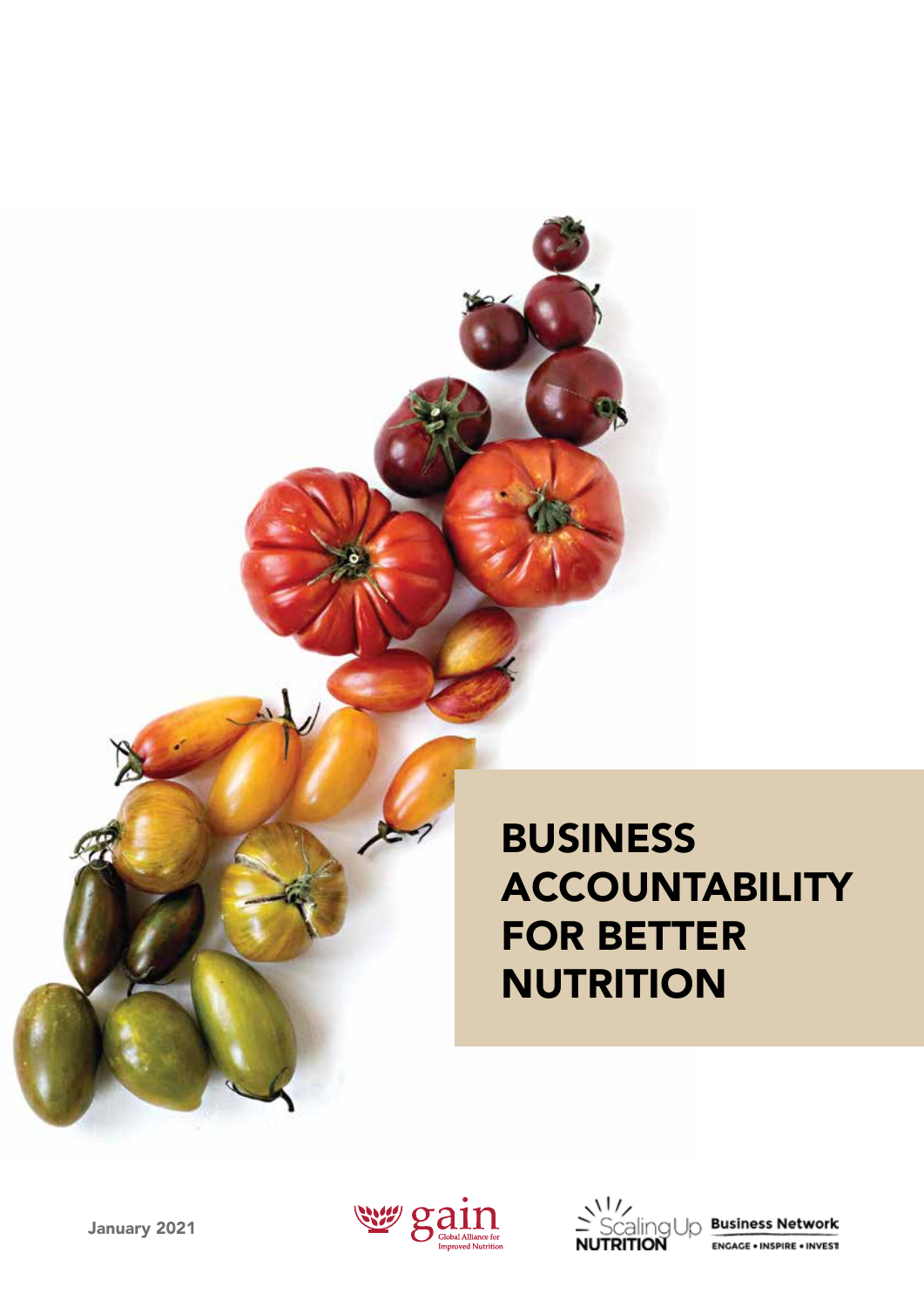# BUSINESS ACCOUNTABILITY FOR BETTER NUTRITION

January 2021

gain Global Alliance for Improved Nutrition

Scaling Up Nutrition Business Network

ENGAGE • INSPIRE • INVEST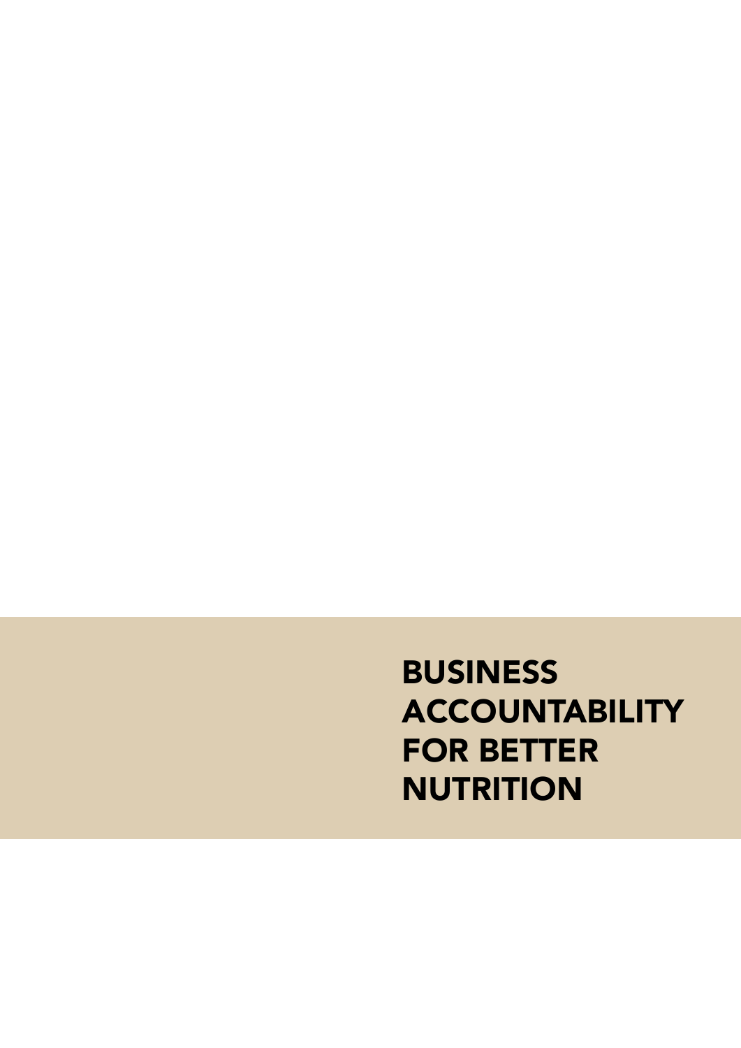# BUSINESS ACCOUNTABILITY FOR BETTER NUTRITION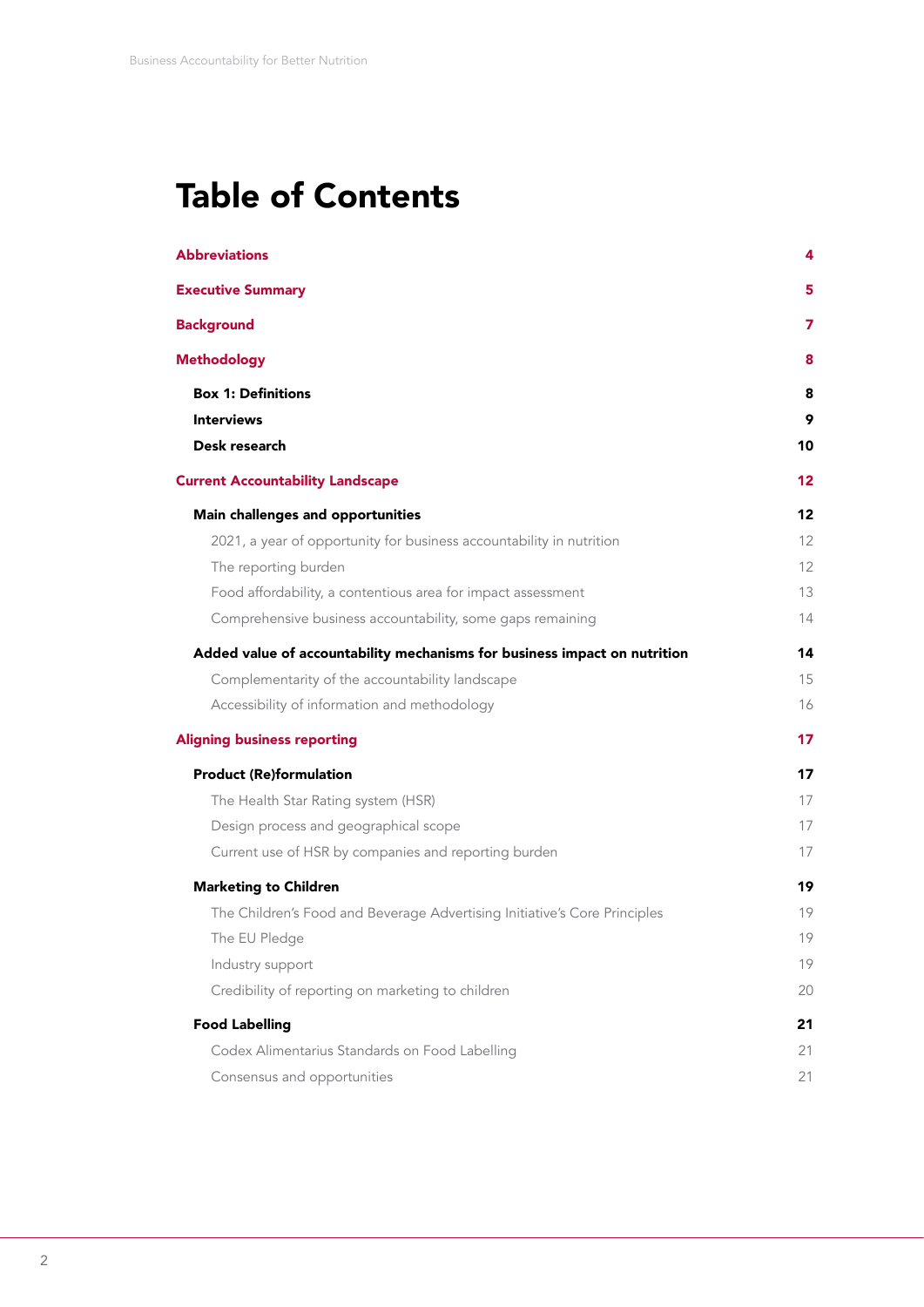# Table of Contents

| | |
|---|---|
| **Abbreviations** | **4** |
| **Executive Summary** | **5** |
| **Background** | **7** |
| **Methodology** | **8** |
| **Box 1: Definitions** | **8** |
| **Interviews** | **9** |
| **Desk research** | **10** |
| **Current Accountability Landscape** | **12** |
| **Main challenges and opportunities** | **12** |
| 2021, a year of opportunity for business accountability in nutrition | 12 |
| The reporting burden | 12 |
| Food affordability, a contentious area for impact assessment | 13 |
| Comprehensive business accountability, some gaps remaining | 14 |
| **Added value of accountability mechanisms for business impact on nutrition** | **14** |
| Complementarity of the accountability landscape | 15 |
| Accessibility of information and methodology | 16 |
| **Aligning business reporting** | **17** |
| **Product (Re)formulation** | **17** |
| The Health Star Rating system (HSR) | 17 |
| Design process and geographical scope | 17 |
| Current use of HSR by companies and reporting burden | 17 |
| **Marketing to Children** | **19** |
| The Children's Food and Beverage Advertising Initiative's Core Principles | 19 |
| The EU Pledge | 19 |
| Industry support | 19 |
| Credibility of reporting on marketing to children | 20 |
| **Food Labelling** | **21** |
| Codex Alimentarius Standards on Food Labelling | 21 |
| Consensus and opportunities | 21 |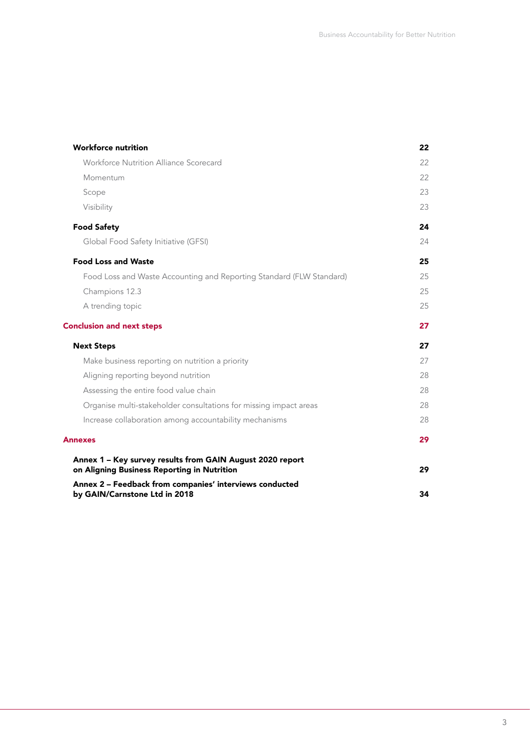| | |
|---|---|
| **Workforce nutrition** | **22** |
| Workforce Nutrition Alliance Scorecard | 22 |
| Momentum | 22 |
| Scope | 23 |
| Visibility | 23 |
| **Food Safety** | **24** |
| Global Food Safety Initiative (GFSI) | 24 |
| **Food Loss and Waste** | **25** |
| Food Loss and Waste Accounting and Reporting Standard (FLW Standard) | 25 |
| Champions 12.3 | 25 |
| A trending topic | 25 |
| **Conclusion and next steps** | **27** |
| **Next Steps** | **27** |
| Make business reporting on nutrition a priority | 27 |
| Aligning reporting beyond nutrition | 28 |
| Assessing the entire food value chain | 28 |
| Organise multi-stakeholder consultations for missing impact areas | 28 |
| Increase collaboration among accountability mechanisms | 28 |
| **Annexes** | **29** |
| **Annex 1 – Key survey results from GAIN August 2020 report on Aligning Business Reporting in Nutrition** | **29** |
| **Annex 2 – Feedback from companies' interviews conducted by GAIN/Carnstone Ltd in 2018** | **34** |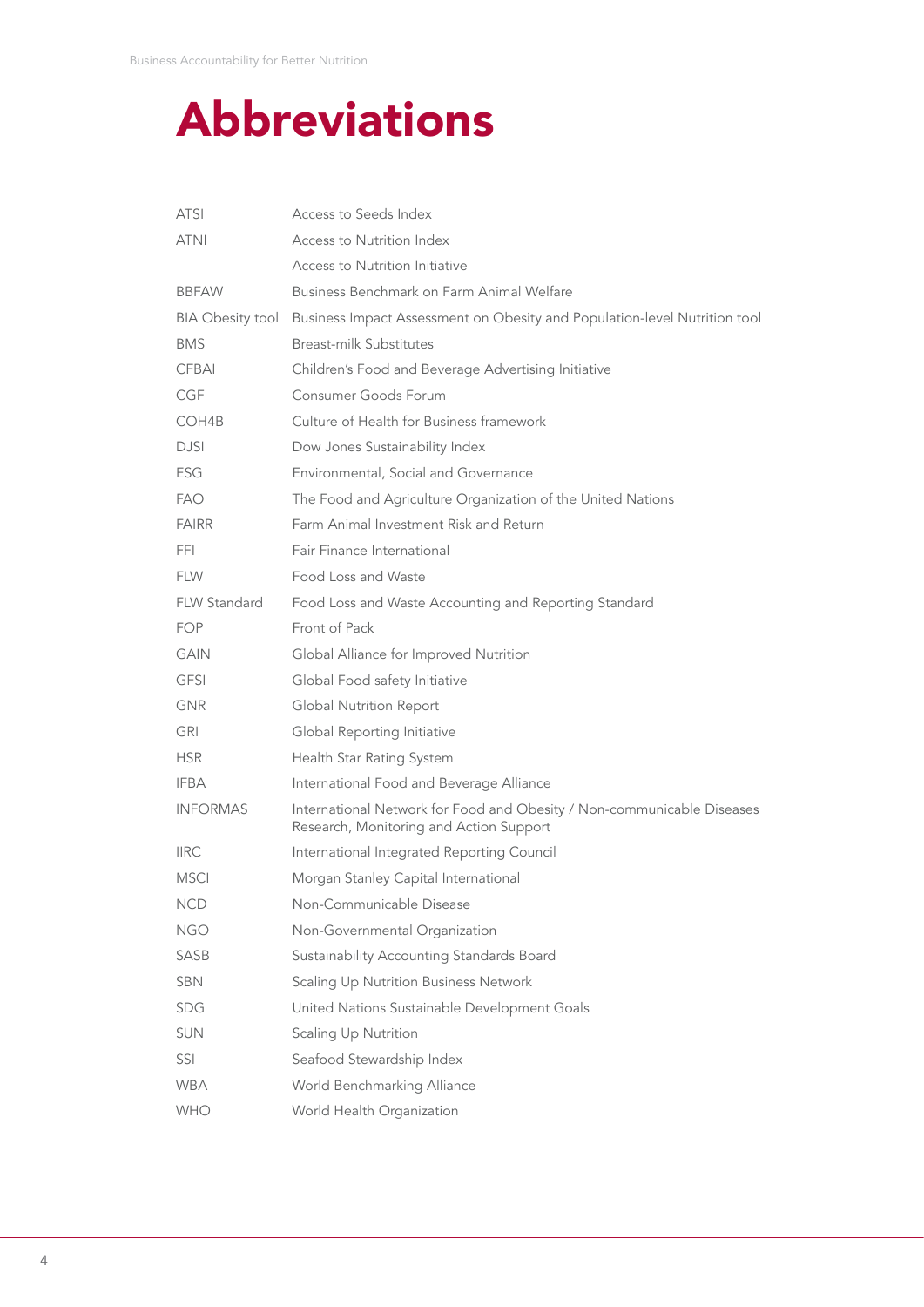# Abbreviations

| | |
|---|---|
| ATSI | Access to Seeds Index |
| ATNI | Access to Nutrition Index |
| | Access to Nutrition Initiative |
| BBFAW | Business Benchmark on Farm Animal Welfare |
| BIA Obesity tool | Business Impact Assessment on Obesity and Population-level Nutrition tool |
| BMS | Breast-milk Substitutes |
| CFBAI | Children's Food and Beverage Advertising Initiative |
| CGF | Consumer Goods Forum |
| COH4B | Culture of Health for Business framework |
| DJSI | Dow Jones Sustainability Index |
| ESG | Environmental, Social and Governance |
| FAO | The Food and Agriculture Organization of the United Nations |
| FAIRR | Farm Animal Investment Risk and Return |
| FFI | Fair Finance International |
| FLW | Food Loss and Waste |
| FLW Standard | Food Loss and Waste Accounting and Reporting Standard |
| FOP | Front of Pack |
| GAIN | Global Alliance for Improved Nutrition |
| GFSI | Global Food safety Initiative |
| GNR | Global Nutrition Report |
| GRI | Global Reporting Initiative |
| HSR | Health Star Rating System |
| IFBA | International Food and Beverage Alliance |
| INFORMAS | International Network for Food and Obesity / Non-communicable Diseases Research, Monitoring and Action Support |
| IIRC | International Integrated Reporting Council |
| MSCI | Morgan Stanley Capital International |
| NCD | Non-Communicable Disease |
| NGO | Non-Governmental Organization |
| SASB | Sustainability Accounting Standards Board |
| SBN | Scaling Up Nutrition Business Network |
| SDG | United Nations Sustainable Development Goals |
| SUN | Scaling Up Nutrition |
| SSI | Seafood Stewardship Index |
| WBA | World Benchmarking Alliance |
| WHO | World Health Organization |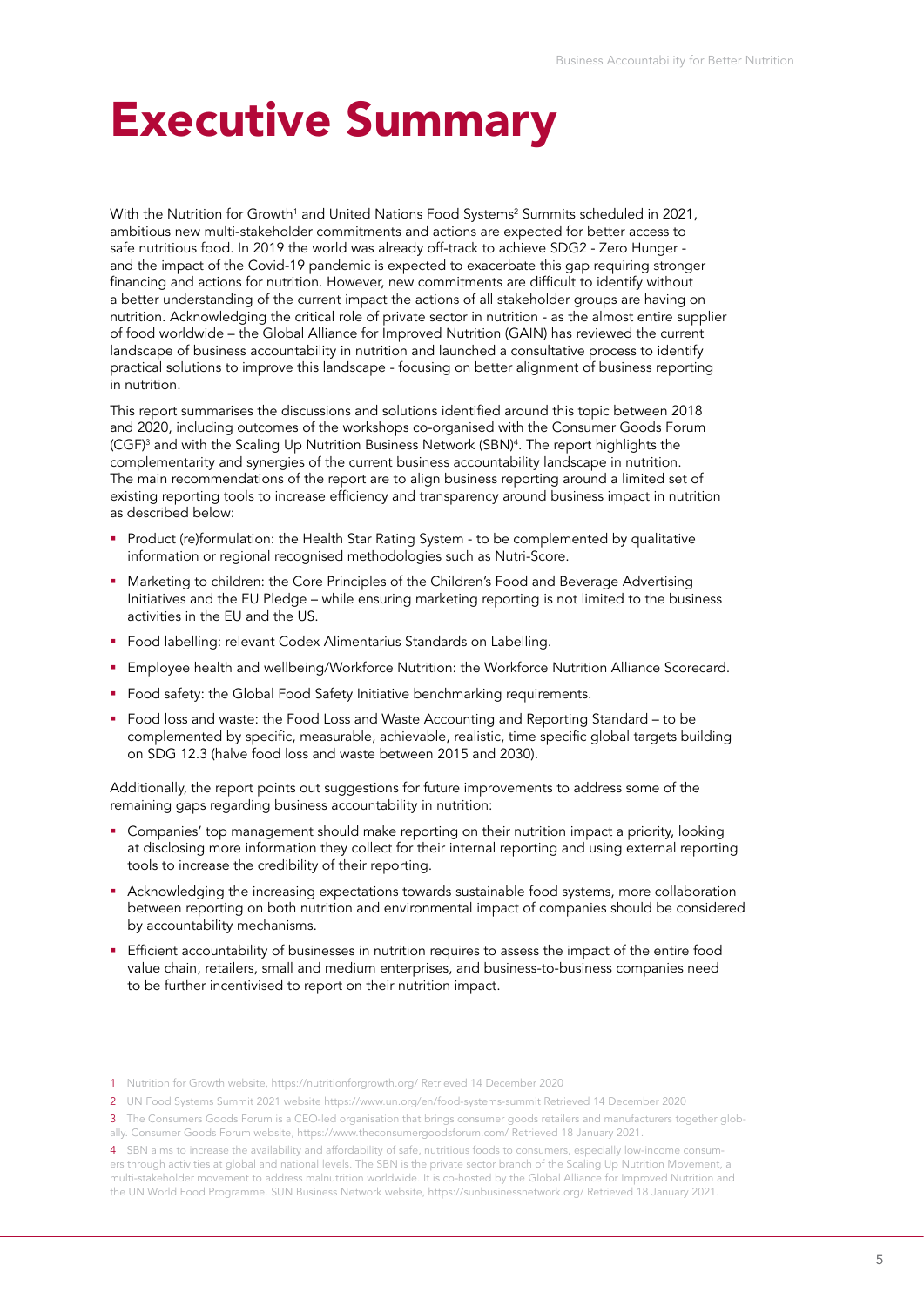# Executive Summary

With the Nutrition for Growth[1] and United Nations Food Systems[2] Summits scheduled in 2021, ambitious new multi-stakeholder commitments and actions are expected for better access to safe nutritious food. In 2019 the world was already off-track to achieve SDG2 - Zero Hunger - and the impact of the Covid-19 pandemic is expected to exacerbate this gap requiring stronger financing and actions for nutrition. However, new commitments are difficult to identify without a better understanding of the current impact the actions of all stakeholder groups are having on nutrition. Acknowledging the critical role of private sector in nutrition - as the almost entire supplier of food worldwide – the Global Alliance for Improved Nutrition (GAIN) has reviewed the current landscape of business accountability in nutrition and launched a consultative process to identify practical solutions to improve this landscape - focusing on better alignment of business reporting in nutrition.

This report summarises the discussions and solutions identified around this topic between 2018 and 2020, including outcomes of the workshops co-organised with the Consumer Goods Forum (CGF)[3] and with the Scaling Up Nutrition Business Network (SBN)[4]. The report highlights the complementarity and synergies of the current business accountability landscape in nutrition. The main recommendations of the report are to align business reporting around a limited set of existing reporting tools to increase efficiency and transparency around business impact in nutrition as described below:

- Product (re)formulation: the Health Star Rating System - to be complemented by qualitative information or regional recognised methodologies such as Nutri-Score.
- Marketing to children: the Core Principles of the Children's Food and Beverage Advertising Initiatives and the EU Pledge – while ensuring marketing reporting is not limited to the business activities in the EU and the US.
- Food labelling: relevant Codex Alimentarius Standards on Labelling.
- Employee health and wellbeing/Workforce Nutrition: the Workforce Nutrition Alliance Scorecard.
- Food safety: the Global Food Safety Initiative benchmarking requirements.
- Food loss and waste: the Food Loss and Waste Accounting and Reporting Standard – to be complemented by specific, measurable, achievable, realistic, time specific global targets building on SDG 12.3 (halve food loss and waste between 2015 and 2030).

Additionally, the report points out suggestions for future improvements to address some of the remaining gaps regarding business accountability in nutrition:

- Companies' top management should make reporting on their nutrition impact a priority, looking at disclosing more information they collect for their internal reporting and using external reporting tools to increase the credibility of their reporting.
- Acknowledging the increasing expectations towards sustainable food systems, more collaboration between reporting on both nutrition and environmental impact of companies should be considered by accountability mechanisms.
- Efficient accountability of businesses in nutrition requires to assess the impact of the entire food value chain, retailers, small and medium enterprises, and business-to-business companies need to be further incentivised to report on their nutrition impact.

1 Nutrition for Growth website, https://nutritionforgrowth.org/ Retrieved 14 December 2020

2 UN Food Systems Summit 2021 website https://www.un.org/en/food-systems-summit Retrieved 14 December 2020

3 The Consumers Goods Forum is a CEO-led organisation that brings consumer goods retailers and manufacturers together globally. Consumer Goods Forum website, https://www.theconsumergoodsforum.com/ Retrieved 18 January 2021.

4 SBN aims to increase the availability and affordability of safe, nutritious foods to consumers, especially low-income consumers through activities at global and national levels. The SBN is the private sector branch of the Scaling Up Nutrition Movement, a multi-stakeholder movement to address malnutrition worldwide. It is co-hosted by the Global Alliance for Improved Nutrition and the UN World Food Programme. SUN Business Network website, https://sunbusinessnetwork.org/ Retrieved 18 January 2021.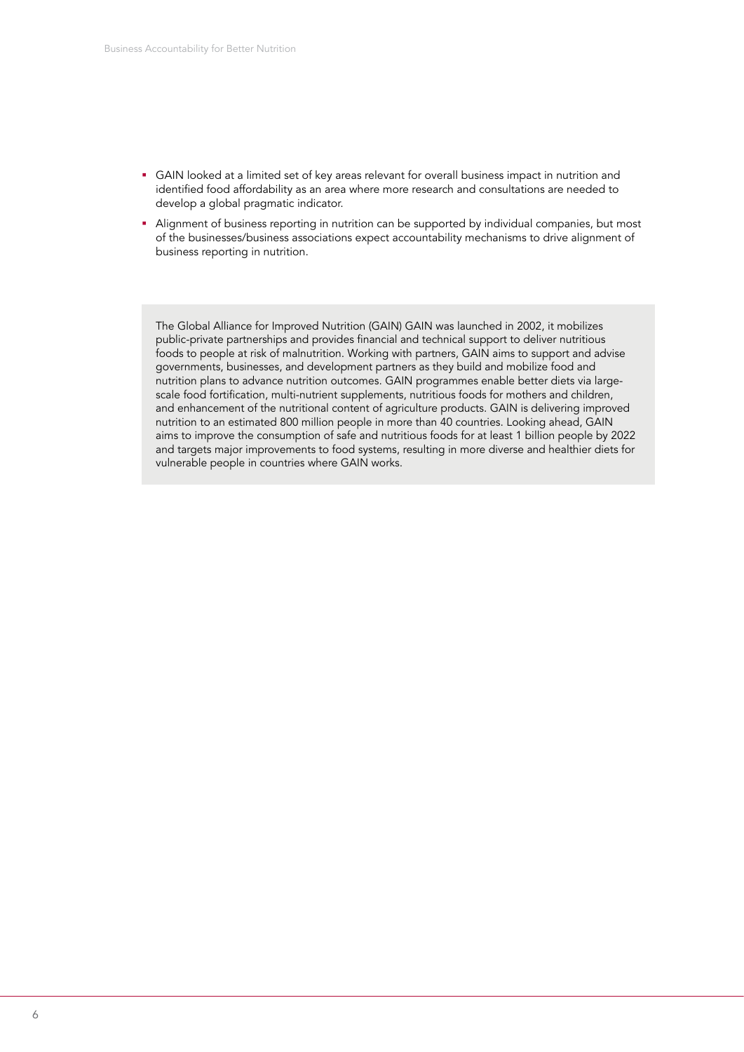- GAIN looked at a limited set of key areas relevant for overall business impact in nutrition and identified food affordability as an area where more research and consultations are needed to develop a global pragmatic indicator.
- Alignment of business reporting in nutrition can be supported by individual companies, but most of the businesses/business associations expect accountability mechanisms to drive alignment of business reporting in nutrition.

> The Global Alliance for Improved Nutrition (GAIN) GAIN was launched in 2002, it mobilizes public-private partnerships and provides financial and technical support to deliver nutritious foods to people at risk of malnutrition. Working with partners, GAIN aims to support and advise governments, businesses, and development partners as they build and mobilize food and nutrition plans to advance nutrition outcomes. GAIN programmes enable better diets via large-scale food fortification, multi-nutrient supplements, nutritious foods for mothers and children, and enhancement of the nutritional content of agriculture products. GAIN is delivering improved nutrition to an estimated 800 million people in more than 40 countries. Looking ahead, GAIN aims to improve the consumption of safe and nutritious foods for at least 1 billion people by 2022 and targets major improvements to food systems, resulting in more diverse and healthier diets for vulnerable people in countries where GAIN works.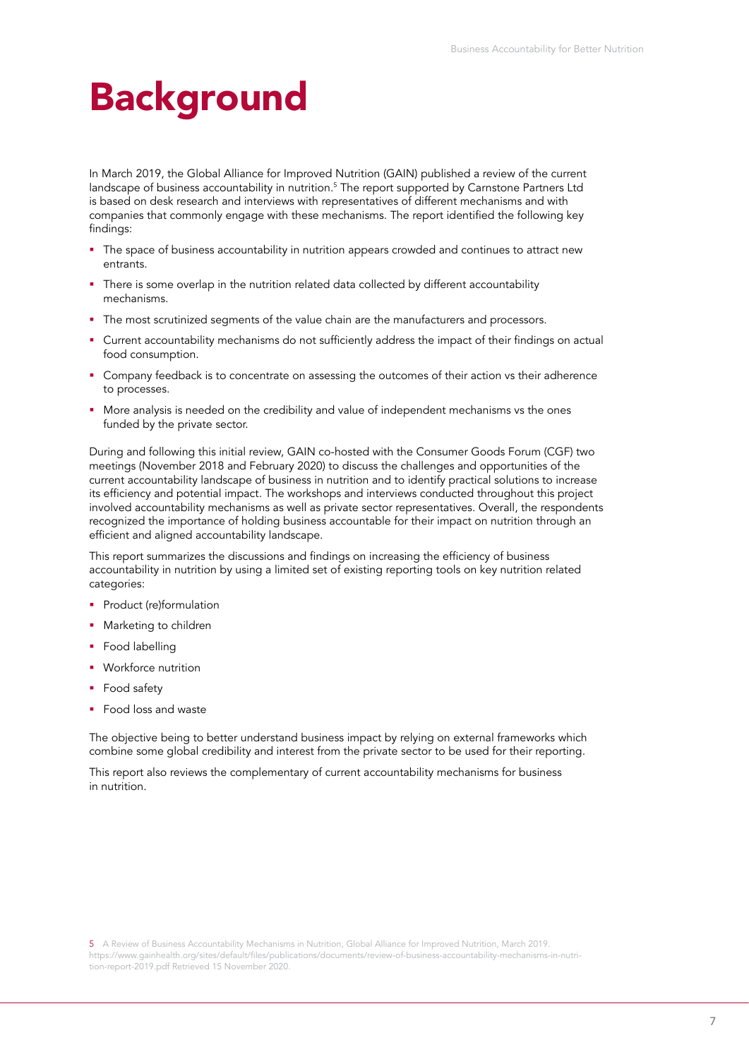# Background

In March 2019, the Global Alliance for Improved Nutrition (GAIN) published a review of the current landscape of business accountability in nutrition.[5] The report supported by Carnstone Partners Ltd is based on desk research and interviews with representatives of different mechanisms and with companies that commonly engage with these mechanisms. The report identified the following key findings:

- The space of business accountability in nutrition appears crowded and continues to attract new entrants.
- There is some overlap in the nutrition related data collected by different accountability mechanisms.
- The most scrutinized segments of the value chain are the manufacturers and processors.
- Current accountability mechanisms do not sufficiently address the impact of their findings on actual food consumption.
- Company feedback is to concentrate on assessing the outcomes of their action vs their adherence to processes.
- More analysis is needed on the credibility and value of independent mechanisms vs the ones funded by the private sector.

During and following this initial review, GAIN co-hosted with the Consumer Goods Forum (CGF) two meetings (November 2018 and February 2020) to discuss the challenges and opportunities of the current accountability landscape of business in nutrition and to identify practical solutions to increase its efficiency and potential impact. The workshops and interviews conducted throughout this project involved accountability mechanisms as well as private sector representatives. Overall, the respondents recognized the importance of holding business accountable for their impact on nutrition through an efficient and aligned accountability landscape.

This report summarizes the discussions and findings on increasing the efficiency of business accountability in nutrition by using a limited set of existing reporting tools on key nutrition related categories:

- Product (re)formulation
- Marketing to children
- Food labelling
- Workforce nutrition
- Food safety
- Food loss and waste

The objective being to better understand business impact by relying on external frameworks which combine some global credibility and interest from the private sector to be used for their reporting.

This report also reviews the complementary of current accountability mechanisms for business in nutrition.

5 A Review of Business Accountability Mechanisms in Nutrition, Global Alliance for Improved Nutrition, March 2019. https://www.gainhealth.org/sites/default/files/publications/documents/review-of-business-accountability-mechanisms-in-nutrition-report-2019.pdf Retrieved 15 November 2020.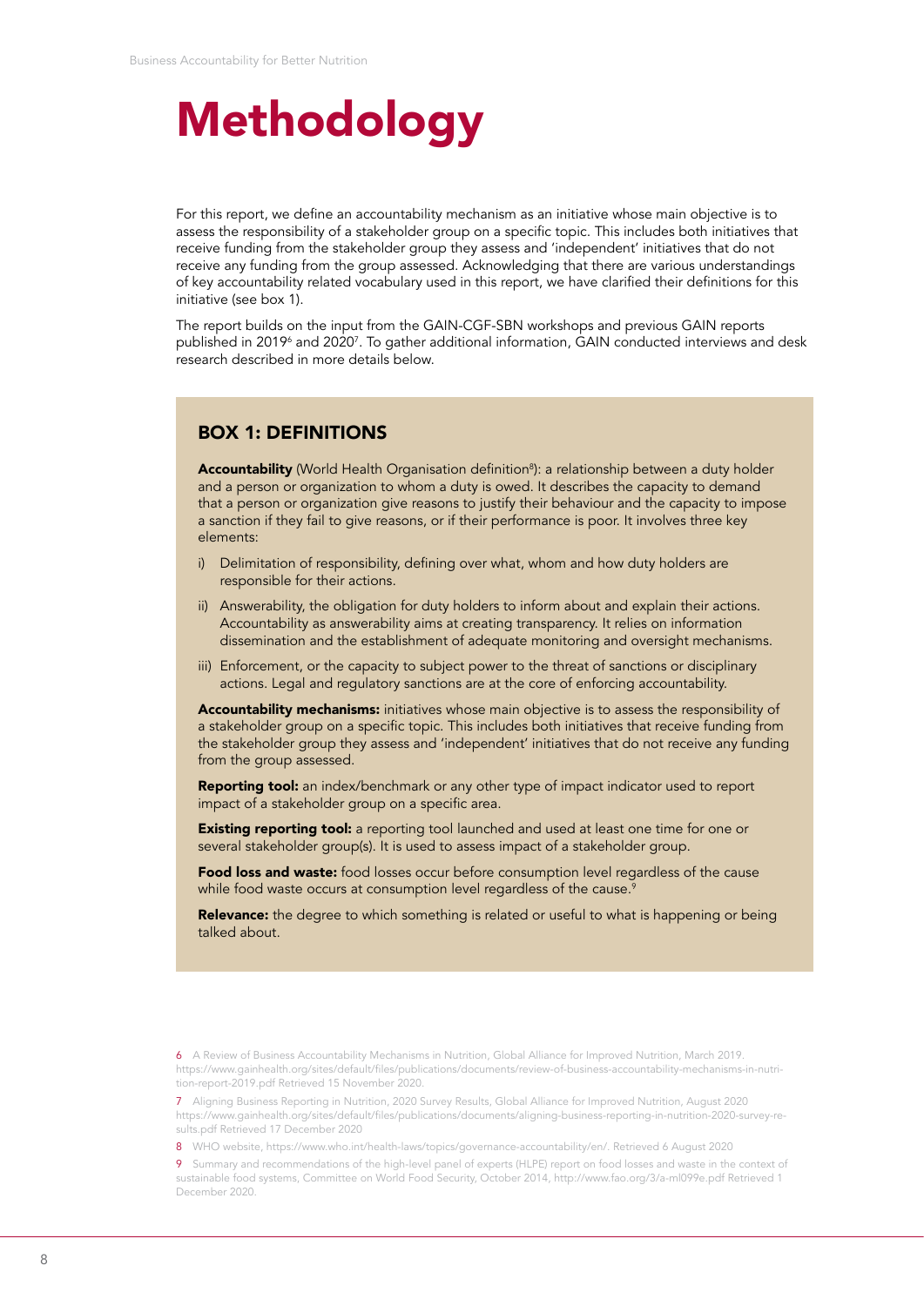# Methodology

For this report, we define an accountability mechanism as an initiative whose main objective is to assess the responsibility of a stakeholder group on a specific topic. This includes both initiatives that receive funding from the stakeholder group they assess and 'independent' initiatives that do not receive any funding from the group assessed. Acknowledging that there are various understandings of key accountability related vocabulary used in this report, we have clarified their definitions for this initiative (see box 1).

The report builds on the input from the GAIN-CGF-SBN workshops and previous GAIN reports published in 2019[6] and 2020[7]. To gather additional information, GAIN conducted interviews and desk research described in more details below.

## BOX 1: DEFINITIONS

**Accountability** (World Health Organisation definition[8]): a relationship between a duty holder and a person or organization to whom a duty is owed. It describes the capacity to demand that a person or organization give reasons to justify their behaviour and the capacity to impose a sanction if they fail to give reasons, or if their performance is poor. It involves three key elements:

i) Delimitation of responsibility, defining over what, whom and how duty holders are responsible for their actions.

ii) Answerability, the obligation for duty holders to inform about and explain their actions. Accountability as answerability aims at creating transparency. It relies on information dissemination and the establishment of adequate monitoring and oversight mechanisms.

iii) Enforcement, or the capacity to subject power to the threat of sanctions or disciplinary actions. Legal and regulatory sanctions are at the core of enforcing accountability.

**Accountability mechanisms:** initiatives whose main objective is to assess the responsibility of a stakeholder group on a specific topic. This includes both initiatives that receive funding from the stakeholder group they assess and 'independent' initiatives that do not receive any funding from the group assessed.

**Reporting tool:** an index/benchmark or any other type of impact indicator used to report impact of a stakeholder group on a specific area.

**Existing reporting tool:** a reporting tool launched and used at least one time for one or several stakeholder group(s). It is used to assess impact of a stakeholder group.

**Food loss and waste:** food losses occur before consumption level regardless of the cause while food waste occurs at consumption level regardless of the cause.[9]

**Relevance:** the degree to which something is related or useful to what is happening or being talked about.

6 A Review of Business Accountability Mechanisms in Nutrition, Global Alliance for Improved Nutrition, March 2019. https://www.gainhealth.org/sites/default/files/publications/documents/review-of-business-accountability-mechanisms-in-nutrition-report-2019.pdf Retrieved 15 November 2020.

7 Aligning Business Reporting in Nutrition, 2020 Survey Results, Global Alliance for Improved Nutrition, August 2020 https://www.gainhealth.org/sites/default/files/publications/documents/aligning-business-reporting-in-nutrition-2020-survey-results.pdf Retrieved 17 December 2020

8 WHO website, https://www.who.int/health-laws/topics/governance-accountability/en/. Retrieved 6 August 2020

9 Summary and recommendations of the high-level panel of experts (HLPE) report on food losses and waste in the context of sustainable food systems, Committee on World Food Security, October 2014, http://www.fao.org/3/a-ml099e.pdf Retrieved 1 December 2020.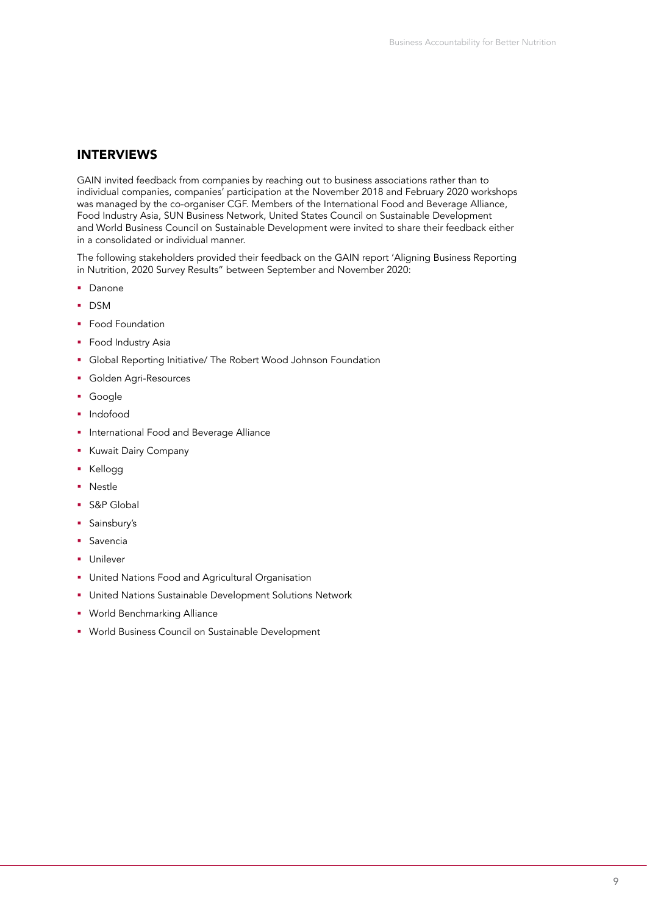## INTERVIEWS

GAIN invited feedback from companies by reaching out to business associations rather than to individual companies, companies' participation at the November 2018 and February 2020 workshops was managed by the co-organiser CGF. Members of the International Food and Beverage Alliance, Food Industry Asia, SUN Business Network, United States Council on Sustainable Development and World Business Council on Sustainable Development were invited to share their feedback either in a consolidated or individual manner.

The following stakeholders provided their feedback on the GAIN report 'Aligning Business Reporting in Nutrition, 2020 Survey Results" between September and November 2020:

- Danone
- DSM
- Food Foundation
- Food Industry Asia
- Global Reporting Initiative/ The Robert Wood Johnson Foundation
- Golden Agri-Resources
- Google
- Indofood
- International Food and Beverage Alliance
- Kuwait Dairy Company
- Kellogg
- Nestle
- S&P Global
- Sainsbury's
- Savencia
- Unilever
- United Nations Food and Agricultural Organisation
- United Nations Sustainable Development Solutions Network
- World Benchmarking Alliance
- World Business Council on Sustainable Development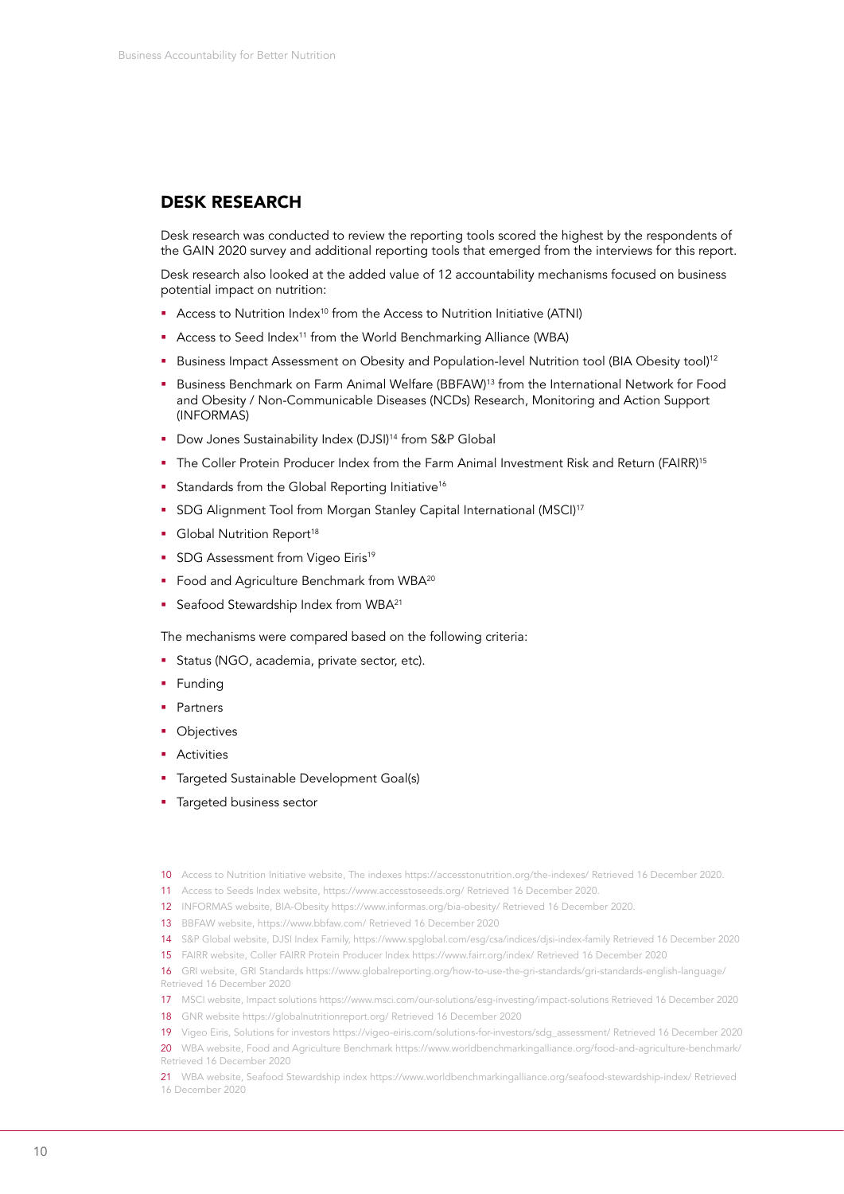## DESK RESEARCH

Desk research was conducted to review the reporting tools scored the highest by the respondents of the GAIN 2020 survey and additional reporting tools that emerged from the interviews for this report.

Desk research also looked at the added value of 12 accountability mechanisms focused on business potential impact on nutrition:

- Access to Nutrition Index[10] from the Access to Nutrition Initiative (ATNI)
- Access to Seed Index[11] from the World Benchmarking Alliance (WBA)
- Business Impact Assessment on Obesity and Population-level Nutrition tool (BIA Obesity tool)[12]
- Business Benchmark on Farm Animal Welfare (BBFAW)[13] from the International Network for Food and Obesity / Non-Communicable Diseases (NCDs) Research, Monitoring and Action Support (INFORMAS)
- Dow Jones Sustainability Index (DJSI)[14] from S&P Global
- The Coller Protein Producer Index from the Farm Animal Investment Risk and Return (FAIRR)[15]
- Standards from the Global Reporting Initiative[16]
- SDG Alignment Tool from Morgan Stanley Capital International (MSCI)[17]
- Global Nutrition Report[18]
- SDG Assessment from Vigeo Eiris[19]
- Food and Agriculture Benchmark from WBA[20]
- Seafood Stewardship Index from WBA[21]

The mechanisms were compared based on the following criteria:

- Status (NGO, academia, private sector, etc).
- Funding
- Partners
- Objectives
- Activities
- Targeted Sustainable Development Goal(s)
- Targeted business sector

10 Access to Nutrition Initiative website, The indexes https://accesstonutrition.org/the-indexes/ Retrieved 16 December 2020.

11 Access to Seeds Index website, https://www.accesstoseeds.org/ Retrieved 16 December 2020.

12 INFORMAS website, BIA-Obesity https://www.informas.org/bia-obesity/ Retrieved 16 December 2020.

13 BBFAW website, https://www.bbfaw.com/ Retrieved 16 December 2020

14 S&P Global website, DJSI Index Family, https://www.spglobal.com/esg/csa/indices/djsi-index-family Retrieved 16 December 2020

15 FAIRR website, Coller FAIRR Protein Producer Index https://www.fairr.org/index/ Retrieved 16 December 2020

16 GRI website, GRI Standards https://www.globalreporting.org/how-to-use-the-gri-standards/gri-standards-english-language/ Retrieved 16 December 2020

17 MSCI website, Impact solutions https://www.msci.com/our-solutions/esg-investing/impact-solutions Retrieved 16 December 2020

18 GNR website https://globalnutritionreport.org/ Retrieved 16 December 2020

19 Vigeo Eiris, Solutions for investors https://vigeo-eiris.com/solutions-for-investors/sdg_assessment/ Retrieved 16 December 2020

20 WBA website, Food and Agriculture Benchmark https://www.worldbenchmarkingalliance.org/food-and-agriculture-benchmark/ Retrieved 16 December 2020

21 WBA website, Seafood Stewardship index https://www.worldbenchmarkingalliance.org/seafood-stewardship-index/ Retrieved 16 December 2020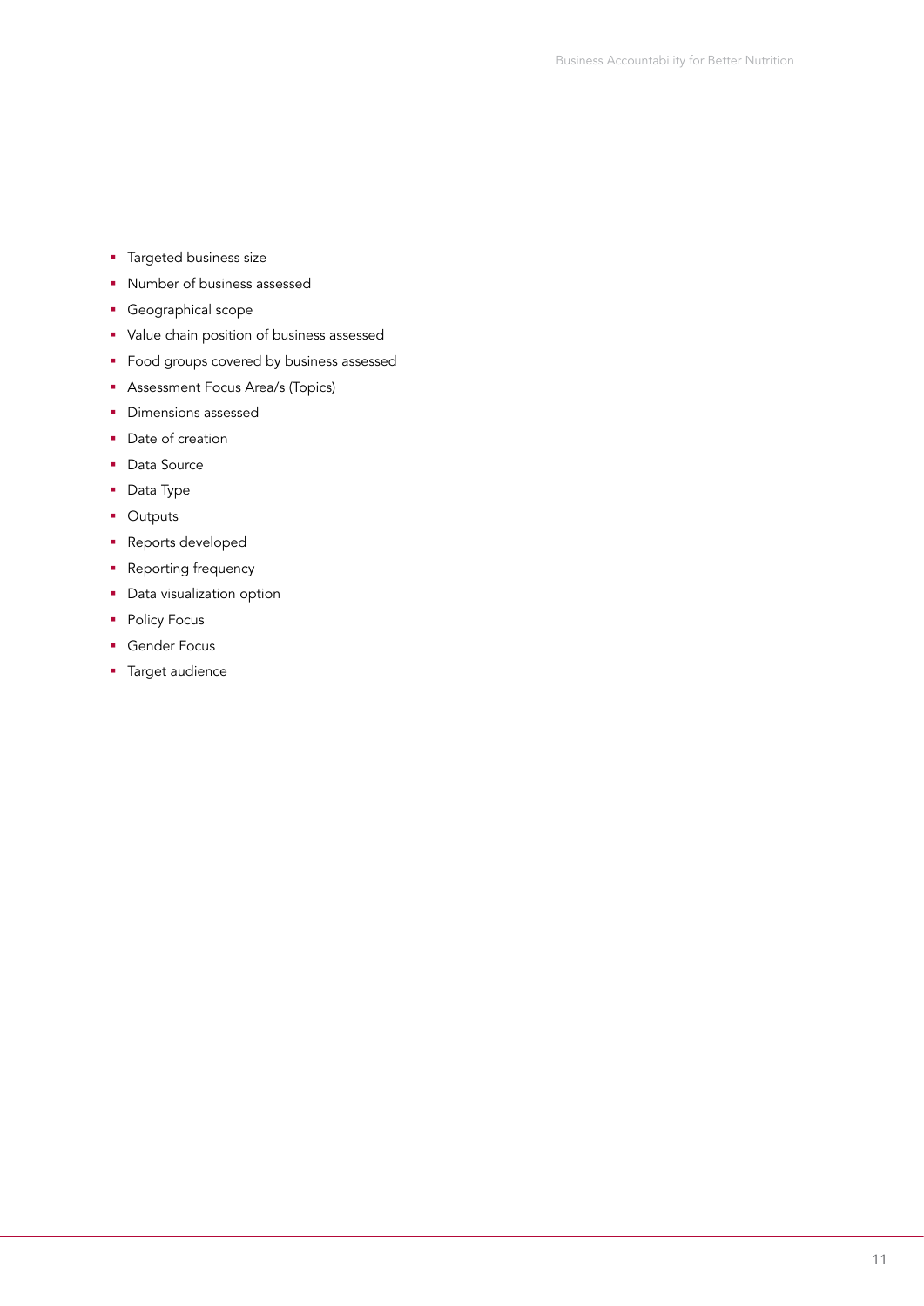- Targeted business size
- Number of business assessed
- Geographical scope
- Value chain position of business assessed
- Food groups covered by business assessed
- Assessment Focus Area/s (Topics)
- Dimensions assessed
- Date of creation
- Data Source
- Data Type
- Outputs
- Reports developed
- Reporting frequency
- Data visualization option
- Policy Focus
- Gender Focus
- Target audience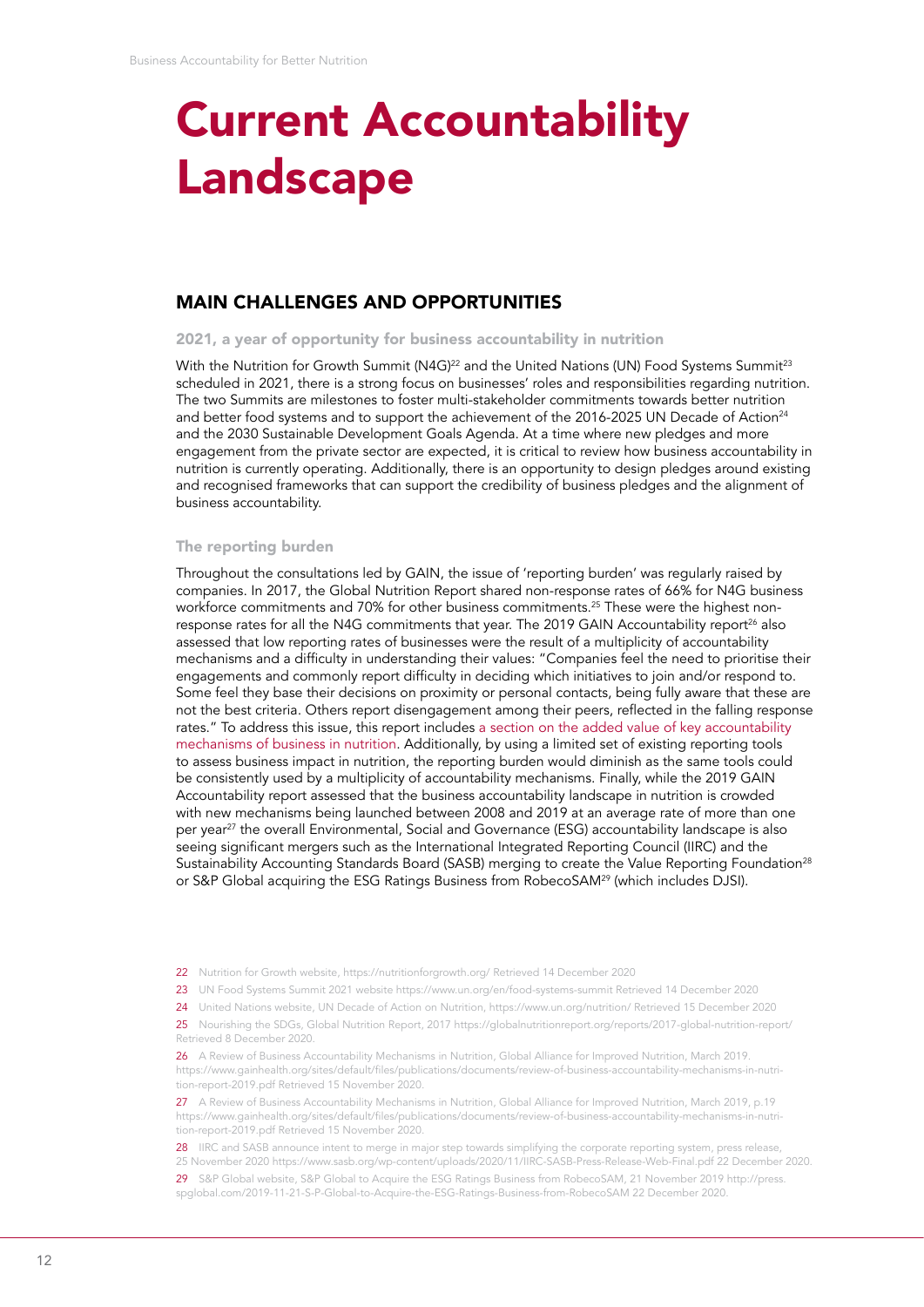# Current Accountability Landscape

## MAIN CHALLENGES AND OPPORTUNITIES

### 2021, a year of opportunity for business accountability in nutrition

With the Nutrition for Growth Summit (N4G)[22] and the United Nations (UN) Food Systems Summit[23] scheduled in 2021, there is a strong focus on businesses' roles and responsibilities regarding nutrition. The two Summits are milestones to foster multi-stakeholder commitments towards better nutrition and better food systems and to support the achievement of the 2016-2025 UN Decade of Action[24] and the 2030 Sustainable Development Goals Agenda. At a time where new pledges and more engagement from the private sector are expected, it is critical to review how business accountability in nutrition is currently operating. Additionally, there is an opportunity to design pledges around existing and recognised frameworks that can support the credibility of business pledges and the alignment of business accountability.

### The reporting burden

Throughout the consultations led by GAIN, the issue of 'reporting burden' was regularly raised by companies. In 2017, the Global Nutrition Report shared non-response rates of 66% for N4G business workforce commitments and 70% for other business commitments.[25] These were the highest non-response rates for all the N4G commitments that year. The 2019 GAIN Accountability report[26] also assessed that low reporting rates of businesses were the result of a multiplicity of accountability mechanisms and a difficulty in understanding their values: "Companies feel the need to prioritise their engagements and commonly report difficulty in deciding which initiatives to join and/or respond to. Some feel they base their decisions on proximity or personal contacts, being fully aware that these are not the best criteria. Others report disengagement among their peers, reflected in the falling response rates." To address this issue, this report includes a section on the added value of key accountability mechanisms of business in nutrition. Additionally, by using a limited set of existing reporting tools to assess business impact in nutrition, the reporting burden would diminish as the same tools could be consistently used by a multiplicity of accountability mechanisms. Finally, while the 2019 GAIN Accountability report assessed that the business accountability landscape in nutrition is crowded with new mechanisms being launched between 2008 and 2019 at an average rate of more than one per year[27] the overall Environmental, Social and Governance (ESG) accountability landscape is also seeing significant mergers such as the International Integrated Reporting Council (IIRC) and the Sustainability Accounting Standards Board (SASB) merging to create the Value Reporting Foundation[28] or S&P Global acquiring the ESG Ratings Business from RobecoSAM[29] (which includes DJSI).

22 Nutrition for Growth website, https://nutritionforgrowth.org/ Retrieved 14 December 2020

23 UN Food Systems Summit 2021 website https://www.un.org/en/food-systems-summit Retrieved 14 December 2020

24 United Nations website, UN Decade of Action on Nutrition, https://www.un.org/nutrition/ Retrieved 15 December 2020

25 Nourishing the SDGs, Global Nutrition Report, 2017 https://globalnutritionreport.org/reports/2017-global-nutrition-report/ Retrieved 8 December 2020.

26 A Review of Business Accountability Mechanisms in Nutrition, Global Alliance for Improved Nutrition, March 2019. https://www.gainhealth.org/sites/default/files/publications/documents/review-of-business-accountability-mechanisms-in-nutrition-report-2019.pdf Retrieved 15 November 2020.

27 A Review of Business Accountability Mechanisms in Nutrition, Global Alliance for Improved Nutrition, March 2019, p.19 https://www.gainhealth.org/sites/default/files/publications/documents/review-of-business-accountability-mechanisms-in-nutrition-report-2019.pdf Retrieved 15 November 2020.

28 IIRC and SASB announce intent to merge in major step towards simplifying the corporate reporting system, press release, 25 November 2020 https://www.sasb.org/wp-content/uploads/2020/11/IIRC-SASB-Press-Release-Web-Final.pdf 22 December 2020.

29 S&P Global website, S&P Global to Acquire the ESG Ratings Business from RobecoSAM, 21 November 2019 http://press.spglobal.com/2019-11-21-S-P-Global-to-Acquire-the-ESG-Ratings-Business-from-RobecoSAM 22 December 2020.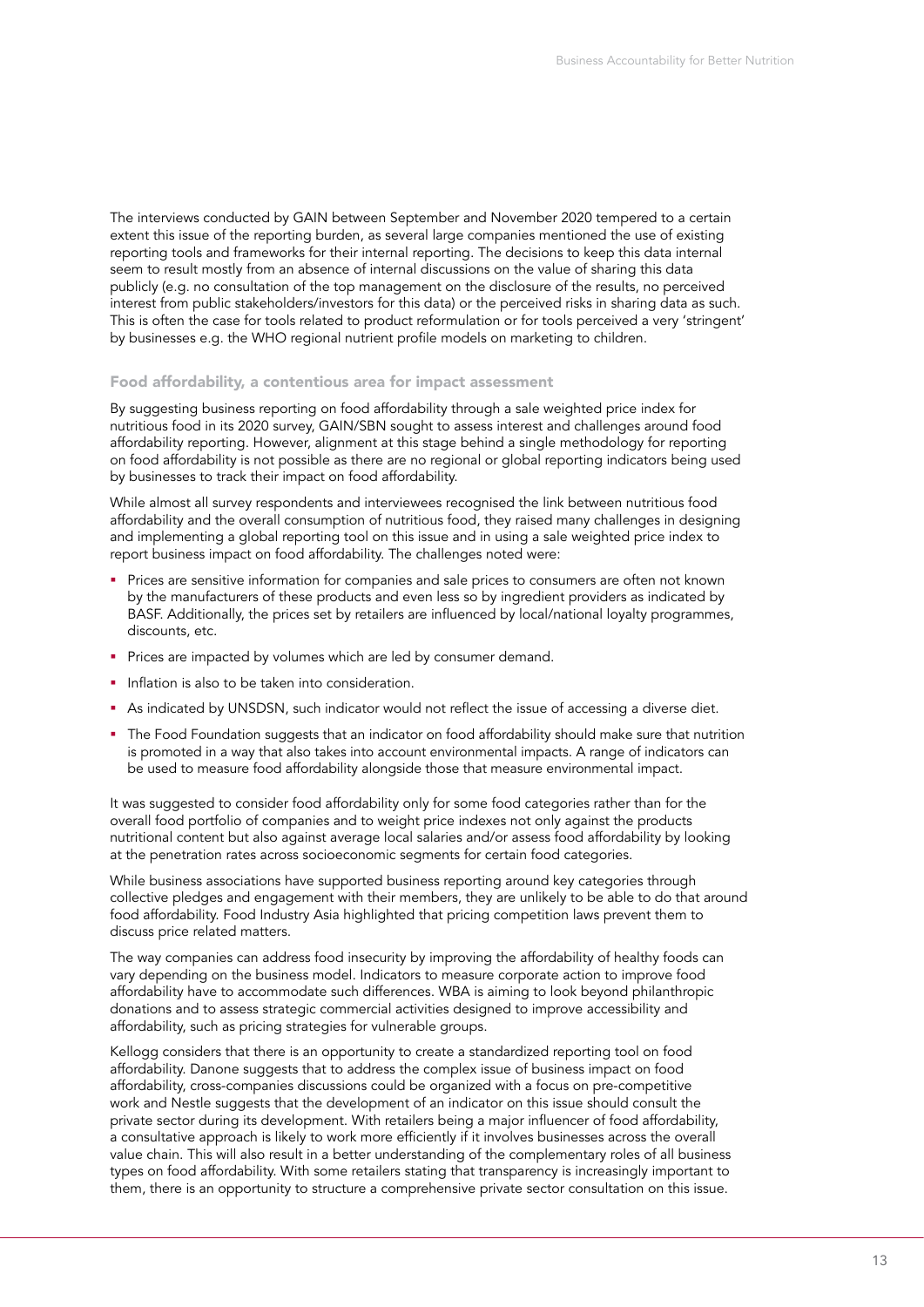The interviews conducted by GAIN between September and November 2020 tempered to a certain extent this issue of the reporting burden, as several large companies mentioned the use of existing reporting tools and frameworks for their internal reporting. The decisions to keep this data internal seem to result mostly from an absence of internal discussions on the value of sharing this data publicly (e.g. no consultation of the top management on the disclosure of the results, no perceived interest from public stakeholders/investors for this data) or the perceived risks in sharing data as such. This is often the case for tools related to product reformulation or for tools perceived a very 'stringent' by businesses e.g. the WHO regional nutrient profile models on marketing to children.

### Food affordability, a contentious area for impact assessment

By suggesting business reporting on food affordability through a sale weighted price index for nutritious food in its 2020 survey, GAIN/SBN sought to assess interest and challenges around food affordability reporting. However, alignment at this stage behind a single methodology for reporting on food affordability is not possible as there are no regional or global reporting indicators being used by businesses to track their impact on food affordability.

While almost all survey respondents and interviewees recognised the link between nutritious food affordability and the overall consumption of nutritious food, they raised many challenges in designing and implementing a global reporting tool on this issue and in using a sale weighted price index to report business impact on food affordability. The challenges noted were:

- Prices are sensitive information for companies and sale prices to consumers are often not known by the manufacturers of these products and even less so by ingredient providers as indicated by BASF. Additionally, the prices set by retailers are influenced by local/national loyalty programmes, discounts, etc.
- Prices are impacted by volumes which are led by consumer demand.
- Inflation is also to be taken into consideration.
- As indicated by UNSDSN, such indicator would not reflect the issue of accessing a diverse diet.
- The Food Foundation suggests that an indicator on food affordability should make sure that nutrition is promoted in a way that also takes into account environmental impacts. A range of indicators can be used to measure food affordability alongside those that measure environmental impact.

It was suggested to consider food affordability only for some food categories rather than for the overall food portfolio of companies and to weight price indexes not only against the products nutritional content but also against average local salaries and/or assess food affordability by looking at the penetration rates across socioeconomic segments for certain food categories.

While business associations have supported business reporting around key categories through collective pledges and engagement with their members, they are unlikely to be able to do that around food affordability. Food Industry Asia highlighted that pricing competition laws prevent them to discuss price related matters.

The way companies can address food insecurity by improving the affordability of healthy foods can vary depending on the business model. Indicators to measure corporate action to improve food affordability have to accommodate such differences. WBA is aiming to look beyond philanthropic donations and to assess strategic commercial activities designed to improve accessibility and affordability, such as pricing strategies for vulnerable groups.

Kellogg considers that there is an opportunity to create a standardized reporting tool on food affordability. Danone suggests that to address the complex issue of business impact on food affordability, cross-companies discussions could be organized with a focus on pre-competitive work and Nestle suggests that the development of an indicator on this issue should consult the private sector during its development. With retailers being a major influencer of food affordability, a consultative approach is likely to work more efficiently if it involves businesses across the overall value chain. This will also result in a better understanding of the complementary roles of all business types on food affordability. With some retailers stating that transparency is increasingly important to them, there is an opportunity to structure a comprehensive private sector consultation on this issue.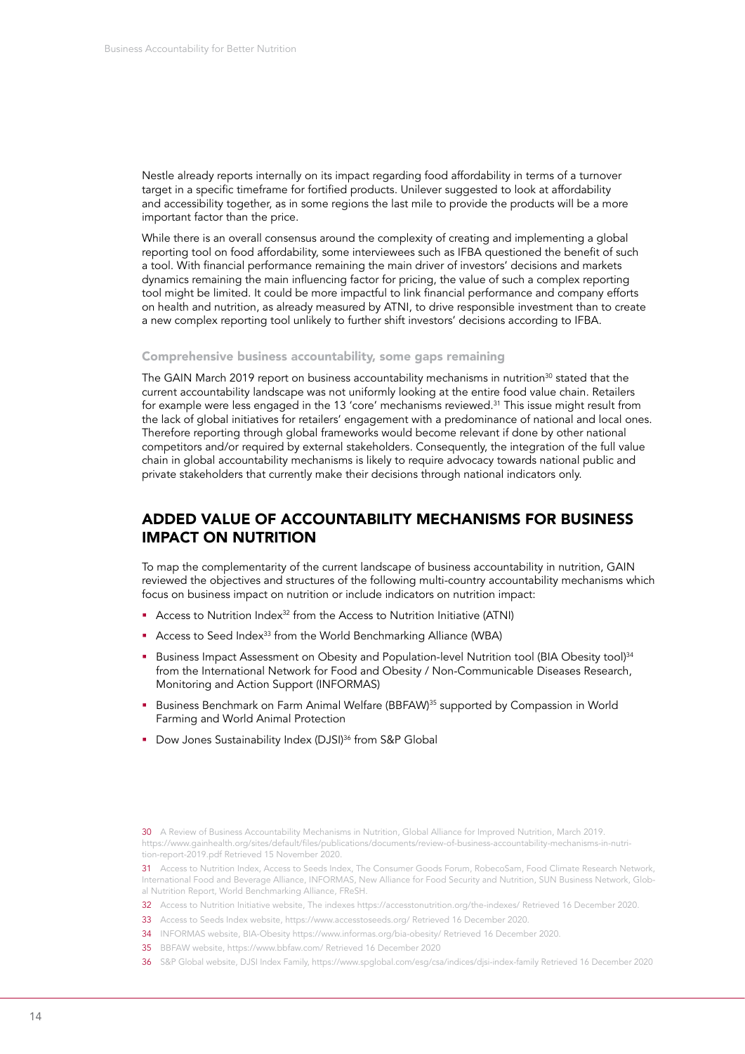Nestle already reports internally on its impact regarding food affordability in terms of a turnover target in a specific timeframe for fortified products. Unilever suggested to look at affordability and accessibility together, as in some regions the last mile to provide the products will be a more important factor than the price.

While there is an overall consensus around the complexity of creating and implementing a global reporting tool on food affordability, some interviewees such as IFBA questioned the benefit of such a tool. With financial performance remaining the main driver of investors' decisions and markets dynamics remaining the main influencing factor for pricing, the value of such a complex reporting tool might be limited. It could be more impactful to link financial performance and company efforts on health and nutrition, as already measured by ATNI, to drive responsible investment than to create a new complex reporting tool unlikely to further shift investors' decisions according to IFBA.

### Comprehensive business accountability, some gaps remaining

The GAIN March 2019 report on business accountability mechanisms in nutrition[30] stated that the current accountability landscape was not uniformly looking at the entire food value chain. Retailers for example were less engaged in the 13 'core' mechanisms reviewed.[31] This issue might result from the lack of global initiatives for retailers' engagement with a predominance of national and local ones. Therefore reporting through global frameworks would become relevant if done by other national competitors and/or required by external stakeholders. Consequently, the integration of the full value chain in global accountability mechanisms is likely to require advocacy towards national public and private stakeholders that currently make their decisions through national indicators only.

## ADDED VALUE OF ACCOUNTABILITY MECHANISMS FOR BUSINESS IMPACT ON NUTRITION

To map the complementarity of the current landscape of business accountability in nutrition, GAIN reviewed the objectives and structures of the following multi-country accountability mechanisms which focus on business impact on nutrition or include indicators on nutrition impact:

- Access to Nutrition Index[32] from the Access to Nutrition Initiative (ATNI)
- Access to Seed Index[33] from the World Benchmarking Alliance (WBA)
- Business Impact Assessment on Obesity and Population-level Nutrition tool (BIA Obesity tool)[34] from the International Network for Food and Obesity / Non-Communicable Diseases Research, Monitoring and Action Support (INFORMAS)
- Business Benchmark on Farm Animal Welfare (BBFAW)[35] supported by Compassion in World Farming and World Animal Protection
- Dow Jones Sustainability Index (DJSI)[36] from S&P Global

30 A Review of Business Accountability Mechanisms in Nutrition, Global Alliance for Improved Nutrition, March 2019. https://www.gainhealth.org/sites/default/files/publications/documents/review-of-business-accountability-mechanisms-in-nutrition-report-2019.pdf Retrieved 15 November 2020.

31 Access to Nutrition Index, Access to Seeds Index, The Consumer Goods Forum, RobecoSam, Food Climate Research Network, International Food and Beverage Alliance, INFORMAS, New Alliance for Food Security and Nutrition, SUN Business Network, Global Nutrition Report, World Benchmarking Alliance, FReSH.

32 Access to Nutrition Initiative website, The indexes https://accesstonutrition.org/the-indexes/ Retrieved 16 December 2020.

33 Access to Seeds Index website, https://www.accesstoseeds.org/ Retrieved 16 December 2020.

34 INFORMAS website, BIA-Obesity https://www.informas.org/bia-obesity/ Retrieved 16 December 2020.

35 BBFAW website, https://www.bbfaw.com/ Retrieved 16 December 2020

36 S&P Global website, DJSI Index Family, https://www.spglobal.com/esg/csa/indices/djsi-index-family Retrieved 16 December 2020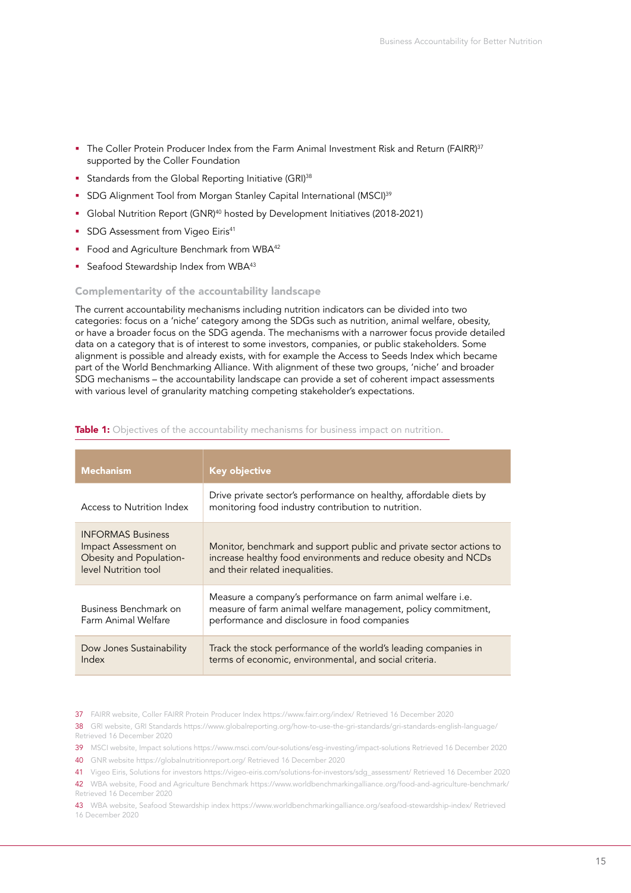- The Coller Protein Producer Index from the Farm Animal Investment Risk and Return (FAIRR)[37] supported by the Coller Foundation
- Standards from the Global Reporting Initiative (GRI)[38]
- SDG Alignment Tool from Morgan Stanley Capital International (MSCI)[39]
- Global Nutrition Report (GNR)[40] hosted by Development Initiatives (2018-2021)
- SDG Assessment from Vigeo Eiris[41]
- Food and Agriculture Benchmark from WBA[42]
- Seafood Stewardship Index from WBA[43]

### Complementarity of the accountability landscape

The current accountability mechanisms including nutrition indicators can be divided into two categories: focus on a 'niche' category among the SDGs such as nutrition, animal welfare, obesity, or have a broader focus on the SDG agenda. The mechanisms with a narrower focus provide detailed data on a category that is of interest to some investors, companies, or public stakeholders. Some alignment is possible and already exists, with for example the Access to Seeds Index which became part of the World Benchmarking Alliance. With alignment of these two groups, 'niche' and broader SDG mechanisms – the accountability landscape can provide a set of coherent impact assessments with various level of granularity matching competing stakeholder's expectations.

**Table 1:** Objectives of the accountability mechanisms for business impact on nutrition.

| Mechanism | Key objective |
|---|---|
| Access to Nutrition Index | Drive private sector's performance on healthy, affordable diets by monitoring food industry contribution to nutrition. |
| INFORMAS Business Impact Assessment on Obesity and Population-level Nutrition tool | Monitor, benchmark and support public and private sector actions to increase healthy food environments and reduce obesity and NCDs and their related inequalities. |
| Business Benchmark on Farm Animal Welfare | Measure a company's performance on farm animal welfare i.e. measure of farm animal welfare management, policy commitment, performance and disclosure in food companies |
| Dow Jones Sustainability Index | Track the stock performance of the world's leading companies in terms of economic, environmental, and social criteria. |

37 FAIRR website, Coller FAIRR Protein Producer Index https://www.fairr.org/index/ Retrieved 16 December 2020

38 GRI website, GRI Standards https://www.globalreporting.org/how-to-use-the-gri-standards/gri-standards-english-language/ Retrieved 16 December 2020

39 MSCI website, Impact solutions https://www.msci.com/our-solutions/esg-investing/impact-solutions Retrieved 16 December 2020

40 GNR website https://globalnutritionreport.org/ Retrieved 16 December 2020

41 Vigeo Eiris, Solutions for investors https://vigeo-eiris.com/solutions-for-investors/sdg_assessment/ Retrieved 16 December 2020

42 WBA website, Food and Agriculture Benchmark https://www.worldbenchmarkingalliance.org/food-and-agriculture-benchmark/ Retrieved 16 December 2020

43 WBA website, Seafood Stewardship index https://www.worldbenchmarkingalliance.org/seafood-stewardship-index/ Retrieved 16 December 2020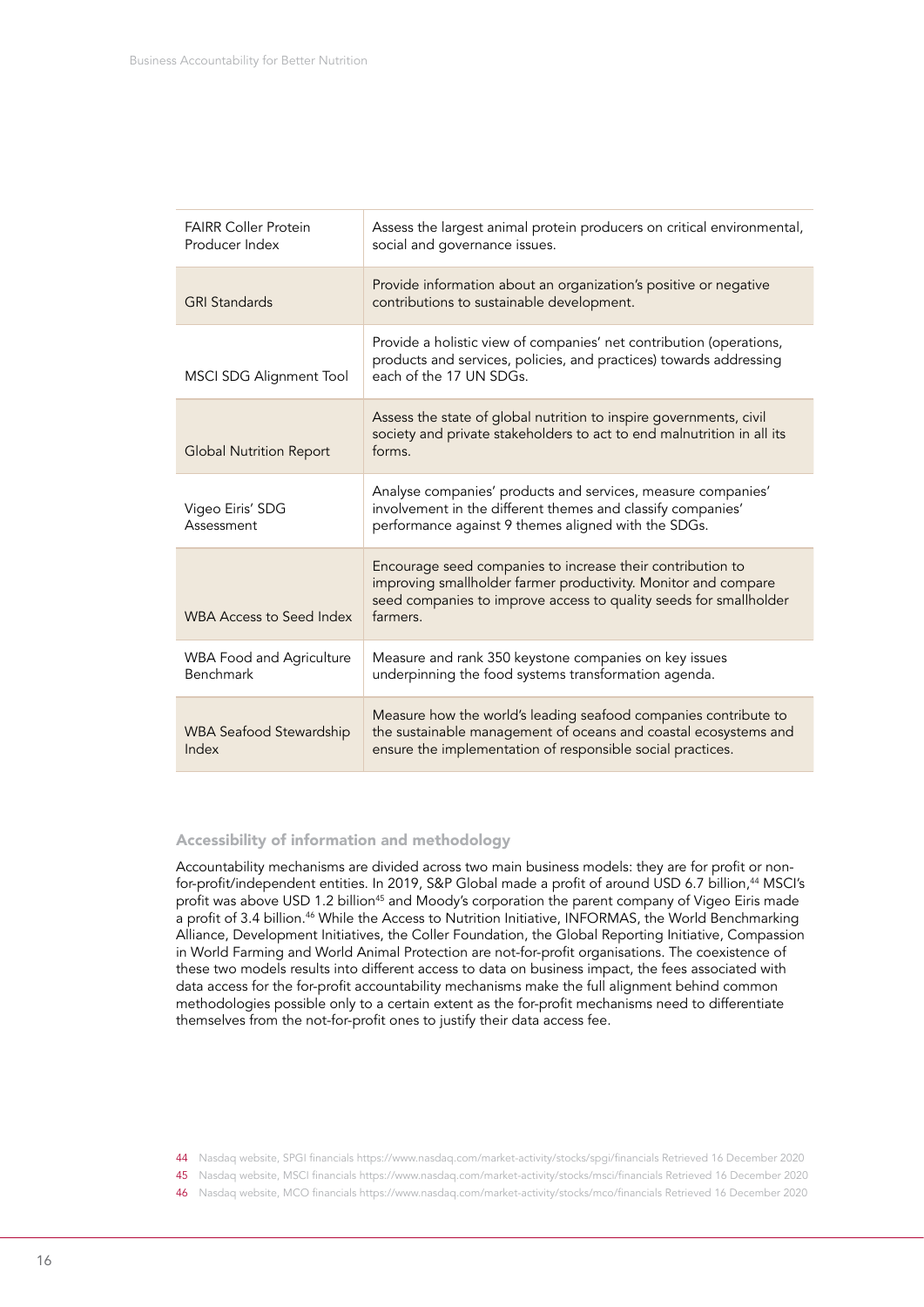| | |
|---|---|
| FAIRR Coller Protein Producer Index | Assess the largest animal protein producers on critical environmental, social and governance issues. |
| GRI Standards | Provide information about an organization's positive or negative contributions to sustainable development. |
| MSCI SDG Alignment Tool | Provide a holistic view of companies' net contribution (operations, products and services, policies, and practices) towards addressing each of the 17 UN SDGs. |
| Global Nutrition Report | Assess the state of global nutrition to inspire governments, civil society and private stakeholders to act to end malnutrition in all its forms. |
| Vigeo Eiris' SDG Assessment | Analyse companies' products and services, measure companies' involvement in the different themes and classify companies' performance against 9 themes aligned with the SDGs. |
| WBA Access to Seed Index | Encourage seed companies to increase their contribution to improving smallholder farmer productivity. Monitor and compare seed companies to improve access to quality seeds for smallholder farmers. |
| WBA Food and Agriculture Benchmark | Measure and rank 350 keystone companies on key issues underpinning the food systems transformation agenda. |
| WBA Seafood Stewardship Index | Measure how the world's leading seafood companies contribute to the sustainable management of oceans and coastal ecosystems and ensure the implementation of responsible social practices. |

### Accessibility of information and methodology

Accountability mechanisms are divided across two main business models: they are for profit or non-for-profit/independent entities. In 2019, S&P Global made a profit of around USD 6.7 billion,[44] MSCI's profit was above USD 1.2 billion[45] and Moody's corporation the parent company of Vigeo Eiris made a profit of 3.4 billion.[46] While the Access to Nutrition Initiative, INFORMAS, the World Benchmarking Alliance, Development Initiatives, the Coller Foundation, the Global Reporting Initiative, Compassion in World Farming and World Animal Protection are not-for-profit organisations. The coexistence of these two models results into different access to data on business impact, the fees associated with data access for the for-profit accountability mechanisms make the full alignment behind common methodologies possible only to a certain extent as the for-profit mechanisms need to differentiate themselves from the not-for-profit ones to justify their data access fee.

44 Nasdaq website, SPGI financials https://www.nasdaq.com/market-activity/stocks/spgi/financials Retrieved 16 December 2020

45 Nasdaq website, MSCI financials https://www.nasdaq.com/market-activity/stocks/msci/financials Retrieved 16 December 2020

46 Nasdaq website, MCO financials https://www.nasdaq.com/market-activity/stocks/mco/financials Retrieved 16 December 2020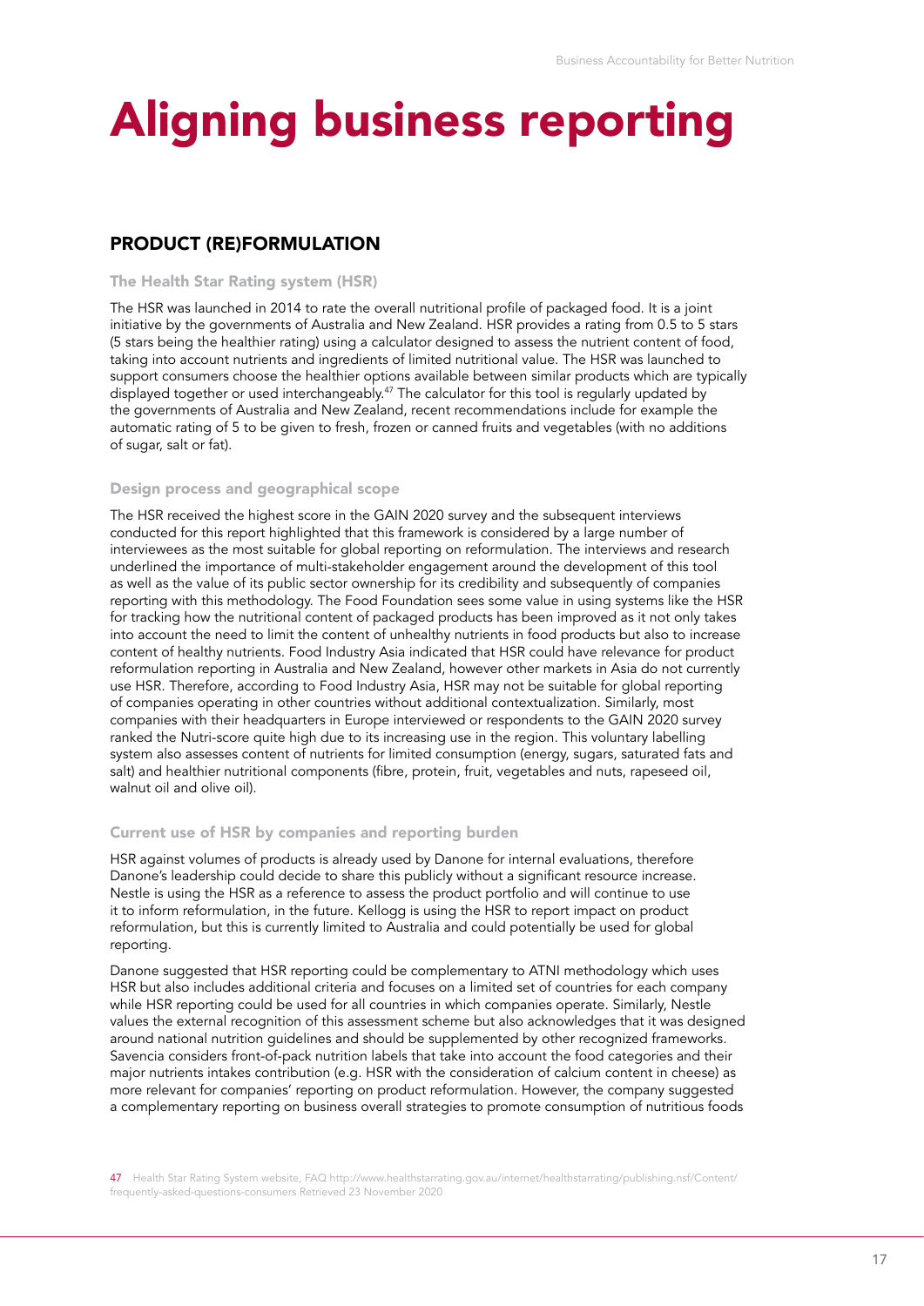# Aligning business reporting

## PRODUCT (RE)FORMULATION

### The Health Star Rating system (HSR)

The HSR was launched in 2014 to rate the overall nutritional profile of packaged food. It is a joint initiative by the governments of Australia and New Zealand. HSR provides a rating from 0.5 to 5 stars (5 stars being the healthier rating) using a calculator designed to assess the nutrient content of food, taking into account nutrients and ingredients of limited nutritional value. The HSR was launched to support consumers choose the healthier options available between similar products which are typically displayed together or used interchangeably.[47] The calculator for this tool is regularly updated by the governments of Australia and New Zealand, recent recommendations include for example the automatic rating of 5 to be given to fresh, frozen or canned fruits and vegetables (with no additions of sugar, salt or fat).

### Design process and geographical scope

The HSR received the highest score in the GAIN 2020 survey and the subsequent interviews conducted for this report highlighted that this framework is considered by a large number of interviewees as the most suitable for global reporting on reformulation. The interviews and research underlined the importance of multi-stakeholder engagement around the development of this tool as well as the value of its public sector ownership for its credibility and subsequently of companies reporting with this methodology. The Food Foundation sees some value in using systems like the HSR for tracking how the nutritional content of packaged products has been improved as it not only takes into account the need to limit the content of unhealthy nutrients in food products but also to increase content of healthy nutrients. Food Industry Asia indicated that HSR could have relevance for product reformulation reporting in Australia and New Zealand, however other markets in Asia do not currently use HSR. Therefore, according to Food Industry Asia, HSR may not be suitable for global reporting of companies operating in other countries without additional contextualization. Similarly, most companies with their headquarters in Europe interviewed or respondents to the GAIN 2020 survey ranked the Nutri-score quite high due to its increasing use in the region. This voluntary labelling system also assesses content of nutrients for limited consumption (energy, sugars, saturated fats and salt) and healthier nutritional components (fibre, protein, fruit, vegetables and nuts, rapeseed oil, walnut oil and olive oil).

### Current use of HSR by companies and reporting burden

HSR against volumes of products is already used by Danone for internal evaluations, therefore Danone's leadership could decide to share this publicly without a significant resource increase. Nestle is using the HSR as a reference to assess the product portfolio and will continue to use it to inform reformulation, in the future. Kellogg is using the HSR to report impact on product reformulation, but this is currently limited to Australia and could potentially be used for global reporting.

Danone suggested that HSR reporting could be complementary to ATNI methodology which uses HSR but also includes additional criteria and focuses on a limited set of countries for each company while HSR reporting could be used for all countries in which companies operate. Similarly, Nestle values the external recognition of this assessment scheme but also acknowledges that it was designed around national nutrition guidelines and should be supplemented by other recognized frameworks. Savencia considers front-of-pack nutrition labels that take into account the food categories and their major nutrients intakes contribution (e.g. HSR with the consideration of calcium content in cheese) as more relevant for companies' reporting on product reformulation. However, the company suggested a complementary reporting on business overall strategies to promote consumption of nutritious foods

47 Health Star Rating System website, FAQ http://www.healthstarrating.gov.au/internet/healthstarrating/publishing.nsf/Content/frequently-asked-questions-consumers Retrieved 23 November 2020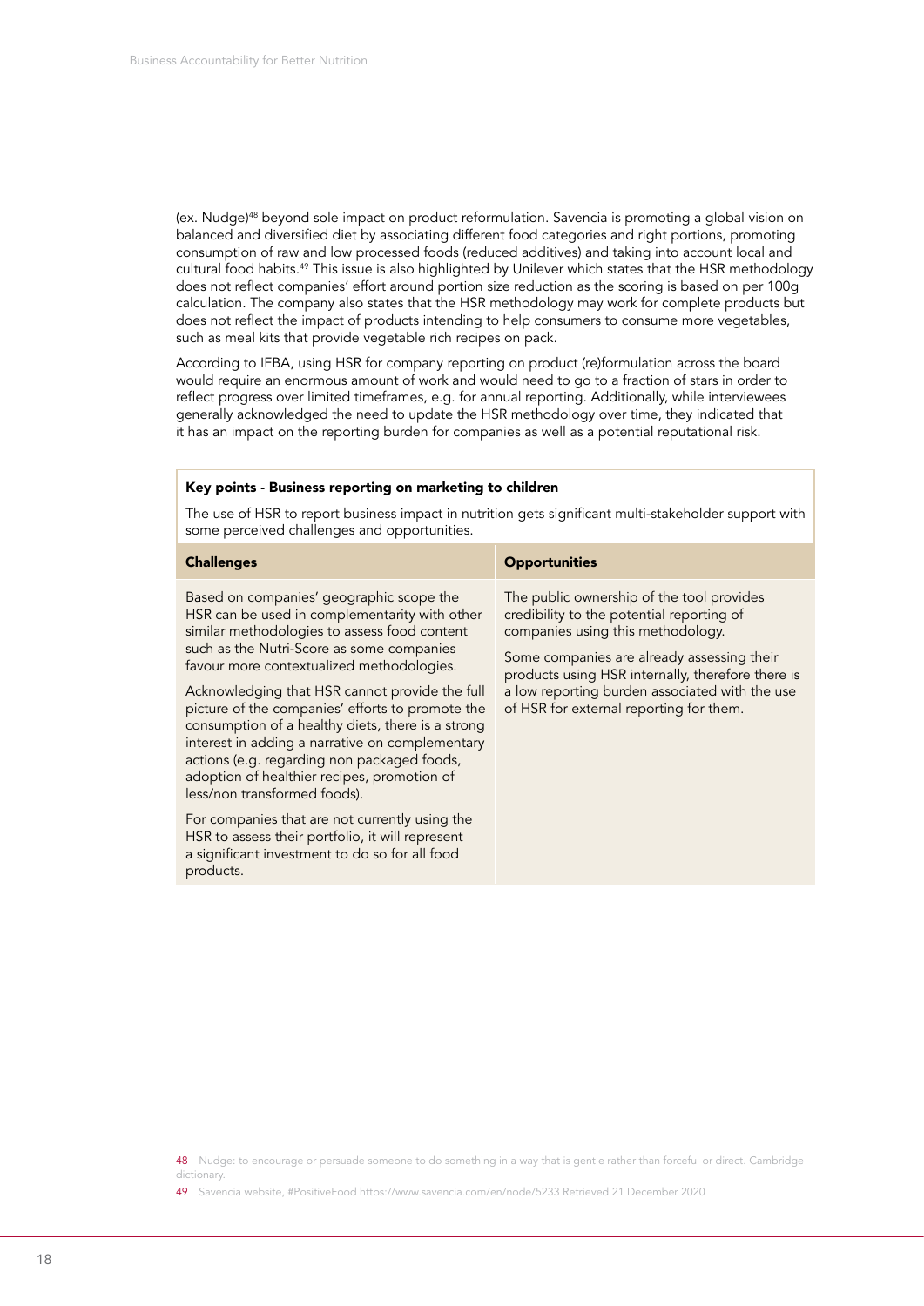(ex. Nudge)[48] beyond sole impact on product reformulation. Savencia is promoting a global vision on balanced and diversified diet by associating different food categories and right portions, promoting consumption of raw and low processed foods (reduced additives) and taking into account local and cultural food habits.[49] This issue is also highlighted by Unilever which states that the HSR methodology does not reflect companies' effort around portion size reduction as the scoring is based on per 100g calculation. The company also states that the HSR methodology may work for complete products but does not reflect the impact of products intending to help consumers to consume more vegetables, such as meal kits that provide vegetable rich recipes on pack.

According to IFBA, using HSR for company reporting on product (re)formulation across the board would require an enormous amount of work and would need to go to a fraction of stars in order to reflect progress over limited timeframes, e.g. for annual reporting. Additionally, while interviewees generally acknowledged the need to update the HSR methodology over time, they indicated that it has an impact on the reporting burden for companies as well as a potential reputational risk.

**Key points - Business reporting on marketing to children**

The use of HSR to report business impact in nutrition gets significant multi-stakeholder support with some perceived challenges and opportunities.

| Challenges | Opportunities |
| --- | --- |
| Based on companies' geographic scope the HSR can be used in complementarity with other similar methodologies to assess food content such as the Nutri-Score as some companies favour more contextualized methodologies.<br><br>Acknowledging that HSR cannot provide the full picture of the companies' efforts to promote the consumption of a healthy diets, there is a strong interest in adding a narrative on complementary actions (e.g. regarding non packaged foods, adoption of healthier recipes, promotion of less/non transformed foods).<br><br>For companies that are not currently using the HSR to assess their portfolio, it will represent a significant investment to do so for all food products. | The public ownership of the tool provides credibility to the potential reporting of companies using this methodology.<br><br>Some companies are already assessing their products using HSR internally, therefore there is a low reporting burden associated with the use of HSR for external reporting for them. |

48 Nudge: to encourage or persuade someone to do something in a way that is gentle rather than forceful or direct. Cambridge dictionary.

49 Savencia website, #PositiveFood https://www.savencia.com/en/node/5233 Retrieved 21 December 2020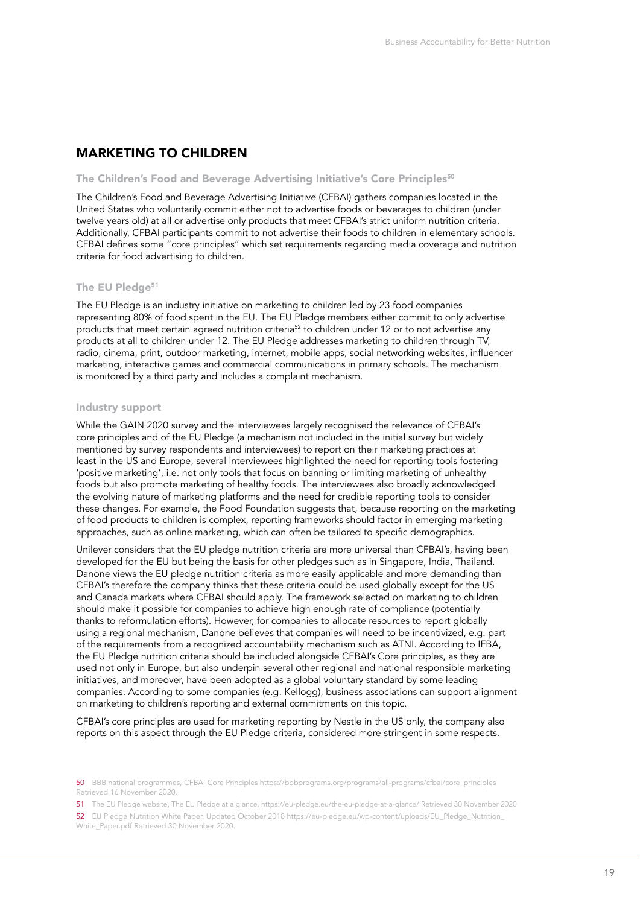## MARKETING TO CHILDREN

### The Children's Food and Beverage Advertising Initiative's Core Principles[50]

The Children's Food and Beverage Advertising Initiative (CFBAI) gathers companies located in the United States who voluntarily commit either not to advertise foods or beverages to children (under twelve years old) at all or advertise only products that meet CFBAI's strict uniform nutrition criteria. Additionally, CFBAI participants commit to not advertise their foods to children in elementary schools. CFBAI defines some "core principles" which set requirements regarding media coverage and nutrition criteria for food advertising to children.

### The EU Pledge[51]

The EU Pledge is an industry initiative on marketing to children led by 23 food companies representing 80% of food spent in the EU. The EU Pledge members either commit to only advertise products that meet certain agreed nutrition criteria[52] to children under 12 or to not advertise any products at all to children under 12. The EU Pledge addresses marketing to children through TV, radio, cinema, print, outdoor marketing, internet, mobile apps, social networking websites, influencer marketing, interactive games and commercial communications in primary schools. The mechanism is monitored by a third party and includes a complaint mechanism.

### Industry support

While the GAIN 2020 survey and the interviewees largely recognised the relevance of CFBAI's core principles and of the EU Pledge (a mechanism not included in the initial survey but widely mentioned by survey respondents and interviewees) to report on their marketing practices at least in the US and Europe, several interviewees highlighted the need for reporting tools fostering 'positive marketing', i.e. not only tools that focus on banning or limiting marketing of unhealthy foods but also promote marketing of healthy foods. The interviewees also broadly acknowledged the evolving nature of marketing platforms and the need for credible reporting tools to consider these changes. For example, the Food Foundation suggests that, because reporting on the marketing of food products to children is complex, reporting frameworks should factor in emerging marketing approaches, such as online marketing, which can often be tailored to specific demographics.

Unilever considers that the EU pledge nutrition criteria are more universal than CFBAI's, having been developed for the EU but being the basis for other pledges such as in Singapore, India, Thailand. Danone views the EU pledge nutrition criteria as more easily applicable and more demanding than CFBAI's therefore the company thinks that these criteria could be used globally except for the US and Canada markets where CFBAI should apply. The framework selected on marketing to children should make it possible for companies to achieve high enough rate of compliance (potentially thanks to reformulation efforts). However, for companies to allocate resources to report globally using a regional mechanism, Danone believes that companies will need to be incentivized, e.g. part of the requirements from a recognized accountability mechanism such as ATNI. According to IFBA, the EU Pledge nutrition criteria should be included alongside CFBAI's Core principles, as they are used not only in Europe, but also underpin several other regional and national responsible marketing initiatives, and moreover, have been adopted as a global voluntary standard by some leading companies. According to some companies (e.g. Kellogg), business associations can support alignment on marketing to children's reporting and external commitments on this topic.

CFBAI's core principles are used for marketing reporting by Nestle in the US only, the company also reports on this aspect through the EU Pledge criteria, considered more stringent in some respects.

---

50 BBB national programmes, CFBAI Core Principles https://bbbprograms.org/programs/all-programs/cfbai/core_principles Retrieved 16 November 2020.

51 The EU Pledge website, The EU Pledge at a glance, https://eu-pledge.eu/the-eu-pledge-at-a-glance/ Retrieved 30 November 2020

52 EU Pledge Nutrition White Paper, Updated October 2018 https://eu-pledge.eu/wp-content/uploads/EU_Pledge_Nutrition_White_Paper.pdf Retrieved 30 November 2020.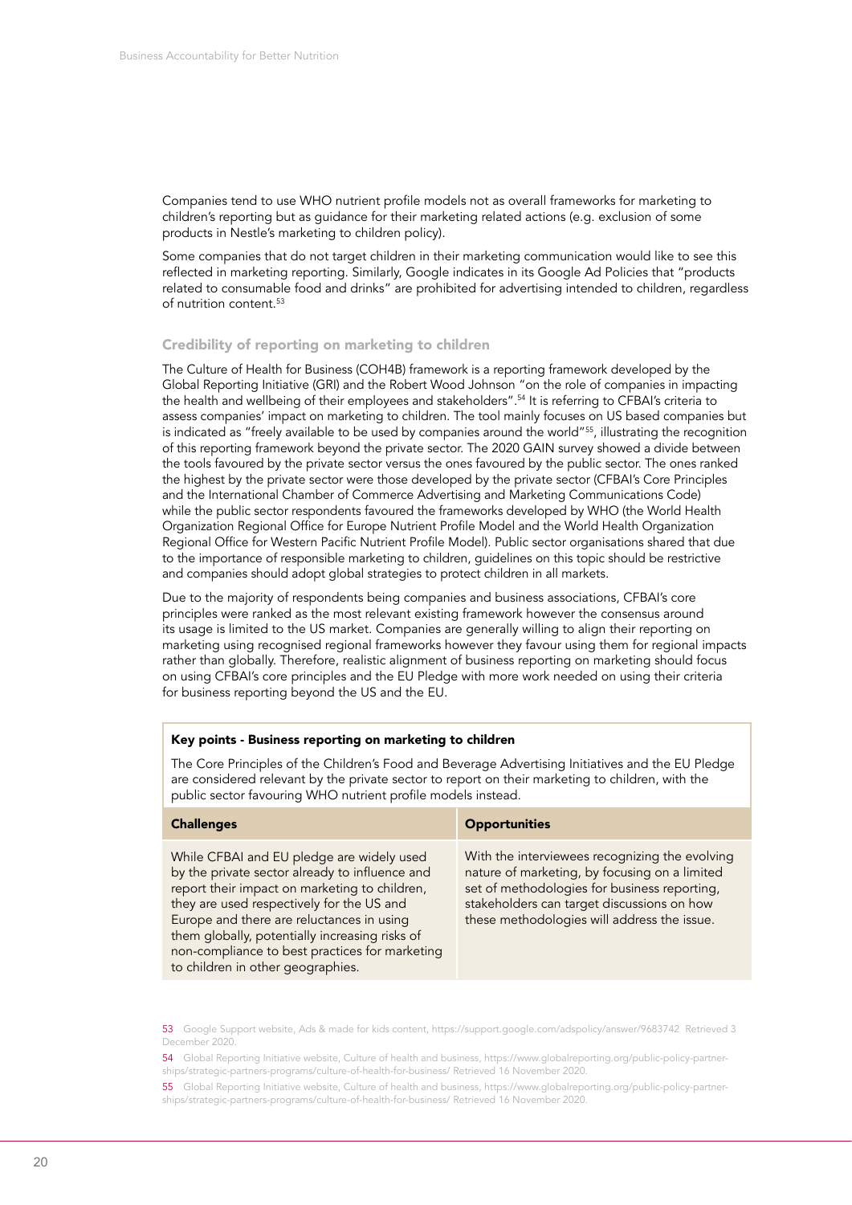Companies tend to use WHO nutrient profile models not as overall frameworks for marketing to children's reporting but as guidance for their marketing related actions (e.g. exclusion of some products in Nestle's marketing to children policy).

Some companies that do not target children in their marketing communication would like to see this reflected in marketing reporting. Similarly, Google indicates in its Google Ad Policies that "products related to consumable food and drinks" are prohibited for advertising intended to children, regardless of nutrition content.[53]

### Credibility of reporting on marketing to children

The Culture of Health for Business (COH4B) framework is a reporting framework developed by the Global Reporting Initiative (GRI) and the Robert Wood Johnson "on the role of companies in impacting the health and wellbeing of their employees and stakeholders".[54] It is referring to CFBAI's criteria to assess companies' impact on marketing to children. The tool mainly focuses on US based companies but is indicated as "freely available to be used by companies around the world"[55], illustrating the recognition of this reporting framework beyond the private sector. The 2020 GAIN survey showed a divide between the tools favoured by the private sector versus the ones favoured by the public sector. The ones ranked the highest by the private sector were those developed by the private sector (CFBAI's Core Principles and the International Chamber of Commerce Advertising and Marketing Communications Code) while the public sector respondents favoured the frameworks developed by WHO (the World Health Organization Regional Office for Europe Nutrient Profile Model and the World Health Organization Regional Office for Western Pacific Nutrient Profile Model). Public sector organisations shared that due to the importance of responsible marketing to children, guidelines on this topic should be restrictive and companies should adopt global strategies to protect children in all markets.

Due to the majority of respondents being companies and business associations, CFBAI's core principles were ranked as the most relevant existing framework however the consensus around its usage is limited to the US market. Companies are generally willing to align their reporting on marketing using recognised regional frameworks however they favour using them for regional impacts rather than globally. Therefore, realistic alignment of business reporting on marketing should focus on using CFBAI's core principles and the EU Pledge with more work needed on using their criteria for business reporting beyond the US and the EU.

**Key points - Business reporting on marketing to children**

The Core Principles of the Children's Food and Beverage Advertising Initiatives and the EU Pledge are considered relevant by the private sector to report on their marketing to children, with the public sector favouring WHO nutrient profile models instead.

| Challenges | Opportunities |
|---|---|
| While CFBAI and EU pledge are widely used by the private sector already to influence and report their impact on marketing to children, they are used respectively for the US and Europe and there are reluctances in using them globally, potentially increasing risks of non-compliance to best practices for marketing to children in other geographies. | With the interviewees recognizing the evolving nature of marketing, by focusing on a limited set of methodologies for business reporting, stakeholders can target discussions on how these methodologies will address the issue. |

[53] Google Support website, Ads & made for kids content, https://support.google.com/adspolicy/answer/9683742 Retrieved 3 December 2020.

[54] Global Reporting Initiative website, Culture of health and business, https://www.globalreporting.org/public-policy-partnerships/strategic-partners-programs/culture-of-health-for-business/ Retrieved 16 November 2020.

[55] Global Reporting Initiative website, Culture of health and business, https://www.globalreporting.org/public-policy-partnerships/strategic-partners-programs/culture-of-health-for-business/ Retrieved 16 November 2020.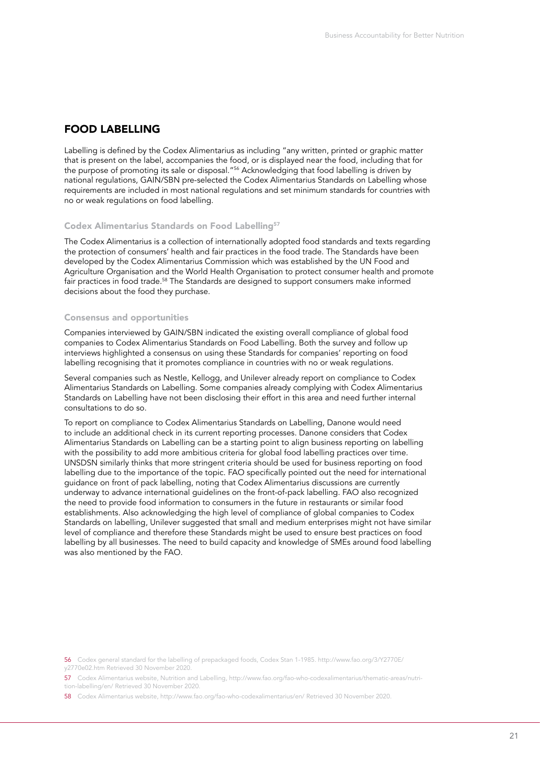## FOOD LABELLING

Labelling is defined by the Codex Alimentarius as including "any written, printed or graphic matter that is present on the label, accompanies the food, or is displayed near the food, including that for the purpose of promoting its sale or disposal."[56] Acknowledging that food labelling is driven by national regulations, GAIN/SBN pre-selected the Codex Alimentarius Standards on Labelling whose requirements are included in most national regulations and set minimum standards for countries with no or weak regulations on food labelling.

### Codex Alimentarius Standards on Food Labelling[57]

The Codex Alimentarius is a collection of internationally adopted food standards and texts regarding the protection of consumers' health and fair practices in the food trade. The Standards have been developed by the Codex Alimentarius Commission which was established by the UN Food and Agriculture Organisation and the World Health Organisation to protect consumer health and promote fair practices in food trade.[58] The Standards are designed to support consumers make informed decisions about the food they purchase.

### Consensus and opportunities

Companies interviewed by GAIN/SBN indicated the existing overall compliance of global food companies to Codex Alimentarius Standards on Food Labelling. Both the survey and follow up interviews highlighted a consensus on using these Standards for companies' reporting on food labelling recognising that it promotes compliance in countries with no or weak regulations.

Several companies such as Nestle, Kellogg, and Unilever already report on compliance to Codex Alimentarius Standards on Labelling. Some companies already complying with Codex Alimentarius Standards on Labelling have not been disclosing their effort in this area and need further internal consultations to do so.

To report on compliance to Codex Alimentarius Standards on Labelling, Danone would need to include an additional check in its current reporting processes. Danone considers that Codex Alimentarius Standards on Labelling can be a starting point to align business reporting on labelling with the possibility to add more ambitious criteria for global food labelling practices over time. UNSDSN similarly thinks that more stringent criteria should be used for business reporting on food labelling due to the importance of the topic. FAO specifically pointed out the need for international guidance on front of pack labelling, noting that Codex Alimentarius discussions are currently underway to advance international guidelines on the front-of-pack labelling. FAO also recognized the need to provide food information to consumers in the future in restaurants or similar food establishments. Also acknowledging the high level of compliance of global companies to Codex Standards on labelling, Unilever suggested that small and medium enterprises might not have similar level of compliance and therefore these Standards might be used to ensure best practices on food labelling by all businesses. The need to build capacity and knowledge of SMEs around food labelling was also mentioned by the FAO.

56 Codex general standard for the labelling of prepackaged foods, Codex Stan 1-1985. http://www.fao.org/3/Y2770E/y2770e02.htm Retrieved 30 November 2020.

57 Codex Alimentarius website, Nutrition and Labelling, http://www.fao.org/fao-who-codexalimentarius/thematic-areas/nutrition-labelling/en/ Retrieved 30 November 2020.

58 Codex Alimentarius website, http://www.fao.org/fao-who-codexalimentarius/en/ Retrieved 30 November 2020.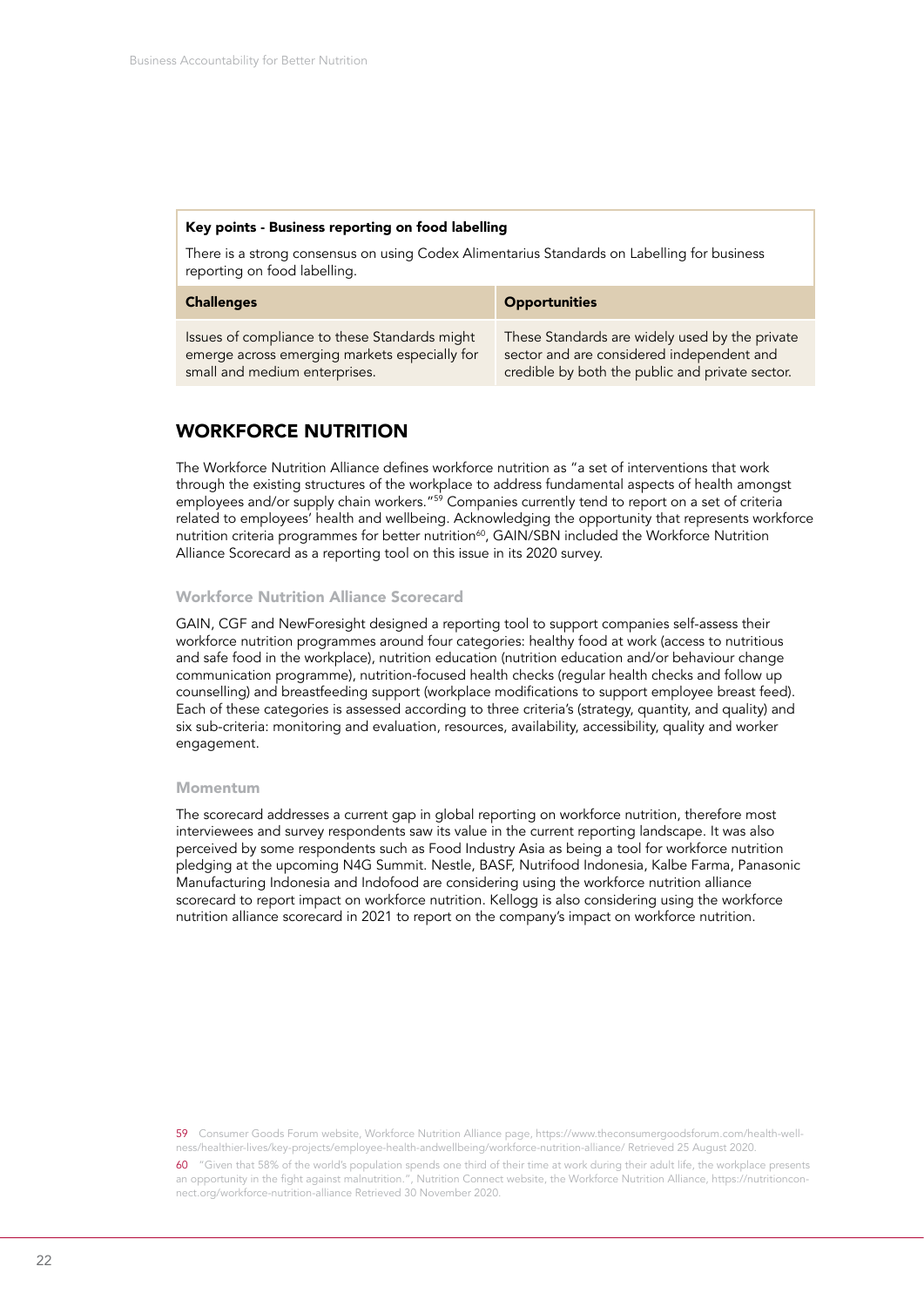**Key points - Business reporting on food labelling**

There is a strong consensus on using Codex Alimentarius Standards on Labelling for business reporting on food labelling.

| Challenges | Opportunities |
| --- | --- |
| Issues of compliance to these Standards might emerge across emerging markets especially for small and medium enterprises. | These Standards are widely used by the private sector and are considered independent and credible by both the public and private sector. |

## WORKFORCE NUTRITION

The Workforce Nutrition Alliance defines workforce nutrition as "a set of interventions that work through the existing structures of the workplace to address fundamental aspects of health amongst employees and/or supply chain workers."[59] Companies currently tend to report on a set of criteria related to employees' health and wellbeing. Acknowledging the opportunity that represents workforce nutrition criteria programmes for better nutrition[60], GAIN/SBN included the Workforce Nutrition Alliance Scorecard as a reporting tool on this issue in its 2020 survey.

### Workforce Nutrition Alliance Scorecard

GAIN, CGF and NewForesight designed a reporting tool to support companies self-assess their workforce nutrition programmes around four categories: healthy food at work (access to nutritious and safe food in the workplace), nutrition education (nutrition education and/or behaviour change communication programme), nutrition-focused health checks (regular health checks and follow up counselling) and breastfeeding support (workplace modifications to support employee breast feed). Each of these categories is assessed according to three criteria's (strategy, quantity, and quality) and six sub-criteria: monitoring and evaluation, resources, availability, accessibility, quality and worker engagement.

### Momentum

The scorecard addresses a current gap in global reporting on workforce nutrition, therefore most interviewees and survey respondents saw its value in the current reporting landscape. It was also perceived by some respondents such as Food Industry Asia as being a tool for workforce nutrition pledging at the upcoming N4G Summit. Nestle, BASF, Nutrifood Indonesia, Kalbe Farma, Panasonic Manufacturing Indonesia and Indofood are considering using the workforce nutrition alliance scorecard to report impact on workforce nutrition. Kellogg is also considering using the workforce nutrition alliance scorecard in 2021 to report on the company's impact on workforce nutrition.

59 Consumer Goods Forum website, Workforce Nutrition Alliance page, https://www.theconsumergoodsforum.com/health-wellness/healthier-lives/key-projects/employee-health-andwellbeing/workforce-nutrition-alliance/ Retrieved 25 August 2020.

60 "Given that 58% of the world's population spends one third of their time at work during their adult life, the workplace presents an opportunity in the fight against malnutrition.", Nutrition Connect website, the Workforce Nutrition Alliance, https://nutritionconnect.org/workforce-nutrition-alliance Retrieved 30 November 2020.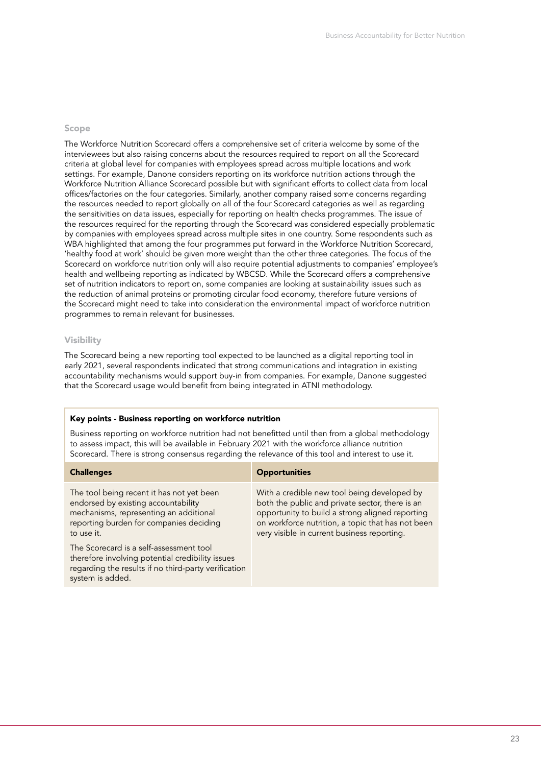### Scope

The Workforce Nutrition Scorecard offers a comprehensive set of criteria welcome by some of the interviewees but also raising concerns about the resources required to report on all the Scorecard criteria at global level for companies with employees spread across multiple locations and work settings. For example, Danone considers reporting on its workforce nutrition actions through the Workforce Nutrition Alliance Scorecard possible but with significant efforts to collect data from local offices/factories on the four categories. Similarly, another company raised some concerns regarding the resources needed to report globally on all of the four Scorecard categories as well as regarding the sensitivities on data issues, especially for reporting on health checks programmes. The issue of the resources required for the reporting through the Scorecard was considered especially problematic by companies with employees spread across multiple sites in one country. Some respondents such as WBA highlighted that among the four programmes put forward in the Workforce Nutrition Scorecard, 'healthy food at work' should be given more weight than the other three categories. The focus of the Scorecard on workforce nutrition only will also require potential adjustments to companies' employee's health and wellbeing reporting as indicated by WBCSD. While the Scorecard offers a comprehensive set of nutrition indicators to report on, some companies are looking at sustainability issues such as the reduction of animal proteins or promoting circular food economy, therefore future versions of the Scorecard might need to take into consideration the environmental impact of workforce nutrition programmes to remain relevant for businesses.

### Visibility

The Scorecard being a new reporting tool expected to be launched as a digital reporting tool in early 2021, several respondents indicated that strong communications and integration in existing accountability mechanisms would support buy-in from companies. For example, Danone suggested that the Scorecard usage would benefit from being integrated in ATNI methodology.

**Key points - Business reporting on workforce nutrition**

Business reporting on workforce nutrition had not benefitted until then from a global methodology to assess impact, this will be available in February 2021 with the workforce alliance nutrition Scorecard. There is strong consensus regarding the relevance of this tool and interest to use it.

| Challenges | Opportunities |
| --- | --- |
| The tool being recent it has not yet been endorsed by existing accountability mechanisms, representing an additional reporting burden for companies deciding to use it.<br><br>The Scorecard is a self-assessment tool therefore involving potential credibility issues regarding the results if no third-party verification system is added. | With a credible new tool being developed by both the public and private sector, there is an opportunity to build a strong aligned reporting on workforce nutrition, a topic that has not been very visible in current business reporting. |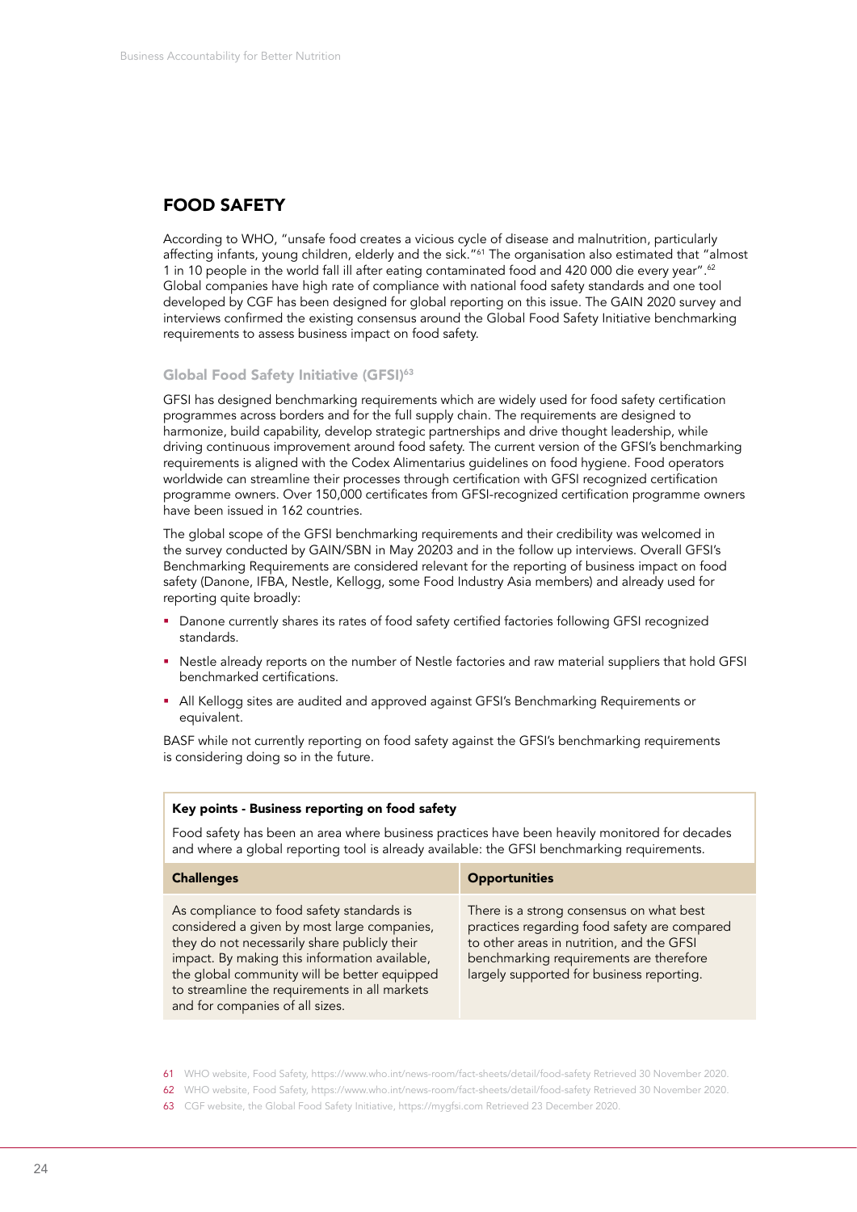## FOOD SAFETY

According to WHO, "unsafe food creates a vicious cycle of disease and malnutrition, particularly affecting infants, young children, elderly and the sick."[61] The organisation also estimated that "almost 1 in 10 people in the world fall ill after eating contaminated food and 420 000 die every year".[62] Global companies have high rate of compliance with national food safety standards and one tool developed by CGF has been designed for global reporting on this issue. The GAIN 2020 survey and interviews confirmed the existing consensus around the Global Food Safety Initiative benchmarking requirements to assess business impact on food safety.

### Global Food Safety Initiative (GFSI)[63]

GFSI has designed benchmarking requirements which are widely used for food safety certification programmes across borders and for the full supply chain. The requirements are designed to harmonize, build capability, develop strategic partnerships and drive thought leadership, while driving continuous improvement around food safety. The current version of the GFSI's benchmarking requirements is aligned with the Codex Alimentarius guidelines on food hygiene. Food operators worldwide can streamline their processes through certification with GFSI recognized certification programme owners. Over 150,000 certificates from GFSI-recognized certification programme owners have been issued in 162 countries.

The global scope of the GFSI benchmarking requirements and their credibility was welcomed in the survey conducted by GAIN/SBN in May 20203 and in the follow up interviews. Overall GFSI's Benchmarking Requirements are considered relevant for the reporting of business impact on food safety (Danone, IFBA, Nestle, Kellogg, some Food Industry Asia members) and already used for reporting quite broadly:

- Danone currently shares its rates of food safety certified factories following GFSI recognized standards.
- Nestle already reports on the number of Nestle factories and raw material suppliers that hold GFSI benchmarked certifications.
- All Kellogg sites are audited and approved against GFSI's Benchmarking Requirements or equivalent.

BASF while not currently reporting on food safety against the GFSI's benchmarking requirements is considering doing so in the future.

**Key points - Business reporting on food safety**

Food safety has been an area where business practices have been heavily monitored for decades and where a global reporting tool is already available: the GFSI benchmarking requirements.

| Challenges | Opportunities |
| --- | --- |
| As compliance to food safety standards is considered a given by most large companies, they do not necessarily share publicly their impact. By making this information available, the global community will be better equipped to streamline the requirements in all markets and for companies of all sizes. | There is a strong consensus on what best practices regarding food safety are compared to other areas in nutrition, and the GFSI benchmarking requirements are therefore largely supported for business reporting. |

61 WHO website, Food Safety, https://www.who.int/news-room/fact-sheets/detail/food-safety Retrieved 30 November 2020.

62 WHO website, Food Safety, https://www.who.int/news-room/fact-sheets/detail/food-safety Retrieved 30 November 2020.

63 CGF website, the Global Food Safety Initiative, https://mygfsi.com Retrieved 23 December 2020.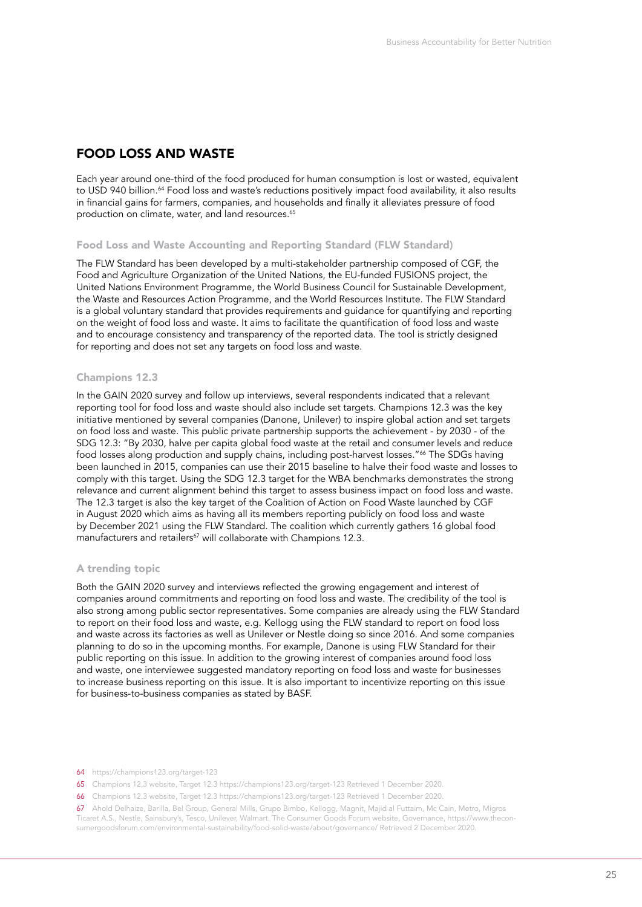## FOOD LOSS AND WASTE

Each year around one-third of the food produced for human consumption is lost or wasted, equivalent to USD 940 billion.[64] Food loss and waste's reductions positively impact food availability, it also results in financial gains for farmers, companies, and households and finally it alleviates pressure of food production on climate, water, and land resources.[65]

### Food Loss and Waste Accounting and Reporting Standard (FLW Standard)

The FLW Standard has been developed by a multi-stakeholder partnership composed of CGF, the Food and Agriculture Organization of the United Nations, the EU-funded FUSIONS project, the United Nations Environment Programme, the World Business Council for Sustainable Development, the Waste and Resources Action Programme, and the World Resources Institute. The FLW Standard is a global voluntary standard that provides requirements and guidance for quantifying and reporting on the weight of food loss and waste. It aims to facilitate the quantification of food loss and waste and to encourage consistency and transparency of the reported data. The tool is strictly designed for reporting and does not set any targets on food loss and waste.

### Champions 12.3

In the GAIN 2020 survey and follow up interviews, several respondents indicated that a relevant reporting tool for food loss and waste should also include set targets. Champions 12.3 was the key initiative mentioned by several companies (Danone, Unilever) to inspire global action and set targets on food loss and waste. This public private partnership supports the achievement - by 2030 - of the SDG 12.3: "By 2030, halve per capita global food waste at the retail and consumer levels and reduce food losses along production and supply chains, including post-harvest losses."[66] The SDGs having been launched in 2015, companies can use their 2015 baseline to halve their food waste and losses to comply with this target. Using the SDG 12.3 target for the WBA benchmarks demonstrates the strong relevance and current alignment behind this target to assess business impact on food loss and waste. The 12.3 target is also the key target of the Coalition of Action on Food Waste launched by CGF in August 2020 which aims as having all its members reporting publicly on food loss and waste by December 2021 using the FLW Standard. The coalition which currently gathers 16 global food manufacturers and retailers[67] will collaborate with Champions 12.3.

### A trending topic

Both the GAIN 2020 survey and interviews reflected the growing engagement and interest of companies around commitments and reporting on food loss and waste. The credibility of the tool is also strong among public sector representatives. Some companies are already using the FLW Standard to report on their food loss and waste, e.g. Kellogg using the FLW standard to report on food loss and waste across its factories as well as Unilever or Nestle doing so since 2016. And some companies planning to do so in the upcoming months. For example, Danone is using FLW Standard for their public reporting on this issue. In addition to the growing interest of companies around food loss and waste, one interviewee suggested mandatory reporting on food loss and waste for businesses to increase business reporting on this issue. It is also important to incentivize reporting on this issue for business-to-business companies as stated by BASF.

64 https://champions123.org/target-123

65 Champions 12.3 website, Target 12.3 https://champions123.org/target-123 Retrieved 1 December 2020.

66 Champions 12.3 website, Target 12.3 https://champions123.org/target-123 Retrieved 1 December 2020.

67 Ahold Delhaize, Barilla, Bel Group, General Mills, Grupo Bimbo, Kellogg, Magnit, Majid al Futtaim, Mc Cain, Metro, Migros Ticaret A.S., Nestle, Sainsbury's, Tesco, Unilever, Walmart. The Consumer Goods Forum website, Governance, https://www.theconsumergoodsforum.com/environmental-sustainability/food-solid-waste/about/governance/ Retrieved 2 December 2020.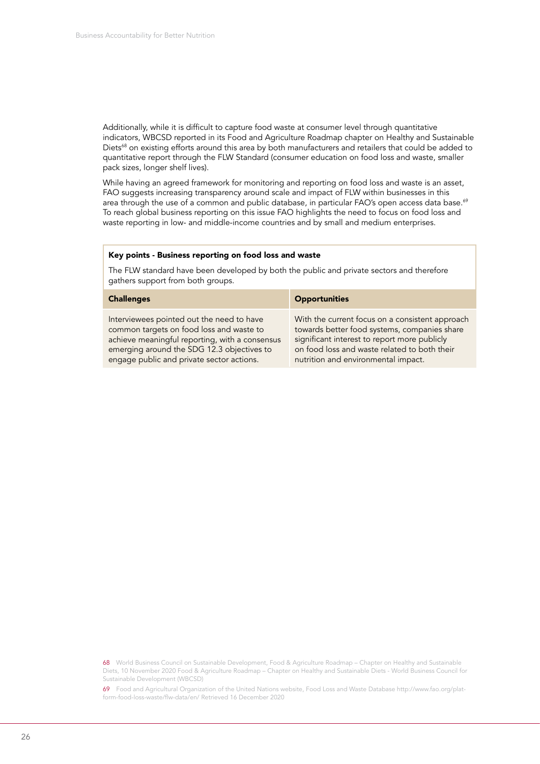Additionally, while it is difficult to capture food waste at consumer level through quantitative indicators, WBCSD reported in its Food and Agriculture Roadmap chapter on Healthy and Sustainable Diets[68] on existing efforts around this area by both manufacturers and retailers that could be added to quantitative report through the FLW Standard (consumer education on food loss and waste, smaller pack sizes, longer shelf lives).

While having an agreed framework for monitoring and reporting on food loss and waste is an asset, FAO suggests increasing transparency around scale and impact of FLW within businesses in this area through the use of a common and public database, in particular FAO's open access data base.[69] To reach global business reporting on this issue FAO highlights the need to focus on food loss and waste reporting in low- and middle-income countries and by small and medium enterprises.

**Key points - Business reporting on food loss and waste**

The FLW standard have been developed by both the public and private sectors and therefore gathers support from both groups.

| Challenges | Opportunities |
| --- | --- |
| Interviewees pointed out the need to have common targets on food loss and waste to achieve meaningful reporting, with a consensus emerging around the SDG 12.3 objectives to engage public and private sector actions. | With the current focus on a consistent approach towards better food systems, companies share significant interest to report more publicly on food loss and waste related to both their nutrition and environmental impact. |

68 World Business Council on Sustainable Development, Food & Agriculture Roadmap – Chapter on Healthy and Sustainable Diets, 10 November 2020 Food & Agriculture Roadmap – Chapter on Healthy and Sustainable Diets - World Business Council for Sustainable Development (WBCSD)

69 Food and Agricultural Organization of the United Nations website, Food Loss and Waste Database http://www.fao.org/platform-food-loss-waste/flw-data/en/ Retrieved 16 December 2020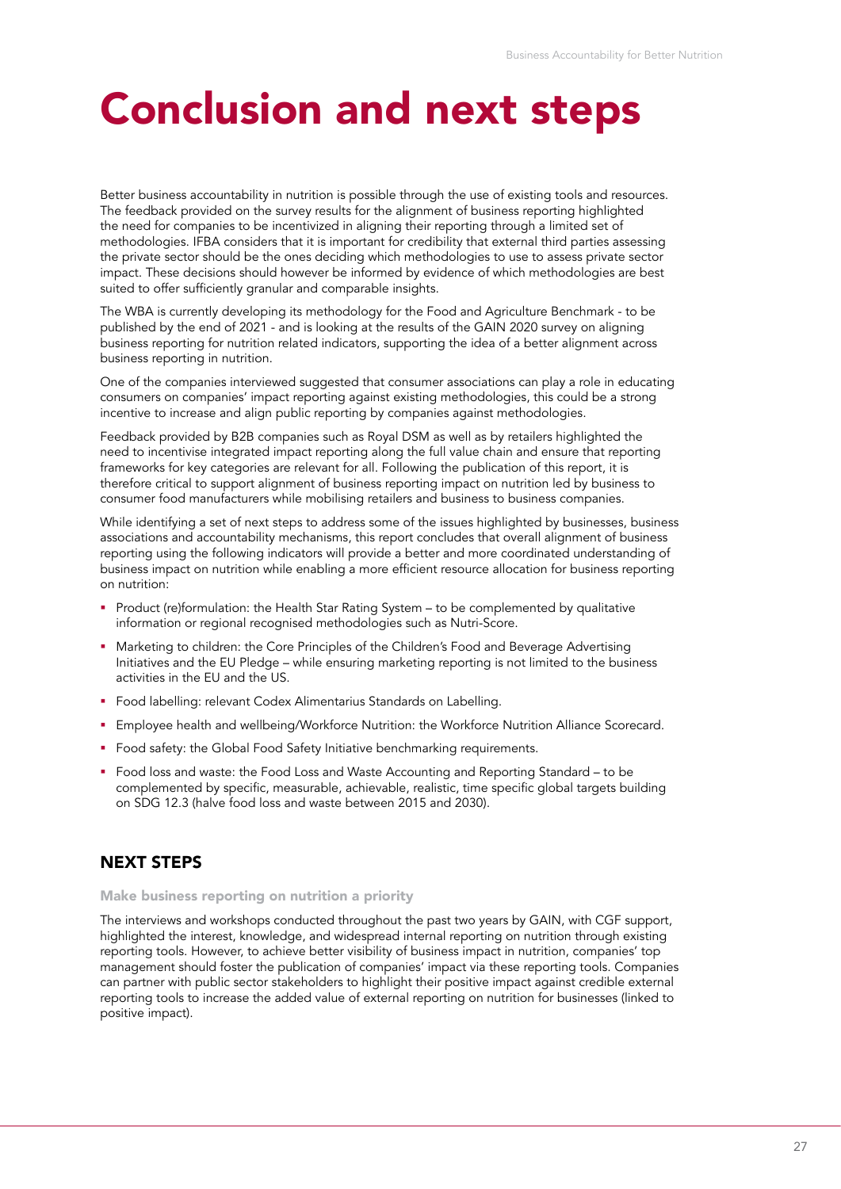# Conclusion and next steps

Better business accountability in nutrition is possible through the use of existing tools and resources. The feedback provided on the survey results for the alignment of business reporting highlighted the need for companies to be incentivized in aligning their reporting through a limited set of methodologies. IFBA considers that it is important for credibility that external third parties assessing the private sector should be the ones deciding which methodologies to use to assess private sector impact. These decisions should however be informed by evidence of which methodologies are best suited to offer sufficiently granular and comparable insights.

The WBA is currently developing its methodology for the Food and Agriculture Benchmark - to be published by the end of 2021 - and is looking at the results of the GAIN 2020 survey on aligning business reporting for nutrition related indicators, supporting the idea of a better alignment across business reporting in nutrition.

One of the companies interviewed suggested that consumer associations can play a role in educating consumers on companies' impact reporting against existing methodologies, this could be a strong incentive to increase and align public reporting by companies against methodologies.

Feedback provided by B2B companies such as Royal DSM as well as by retailers highlighted the need to incentivise integrated impact reporting along the full value chain and ensure that reporting frameworks for key categories are relevant for all. Following the publication of this report, it is therefore critical to support alignment of business reporting impact on nutrition led by business to consumer food manufacturers while mobilising retailers and business to business companies.

While identifying a set of next steps to address some of the issues highlighted by businesses, business associations and accountability mechanisms, this report concludes that overall alignment of business reporting using the following indicators will provide a better and more coordinated understanding of business impact on nutrition while enabling a more efficient resource allocation for business reporting on nutrition:

- Product (re)formulation: the Health Star Rating System – to be complemented by qualitative information or regional recognised methodologies such as Nutri-Score.
- Marketing to children: the Core Principles of the Children's Food and Beverage Advertising Initiatives and the EU Pledge – while ensuring marketing reporting is not limited to the business activities in the EU and the US.
- Food labelling: relevant Codex Alimentarius Standards on Labelling.
- Employee health and wellbeing/Workforce Nutrition: the Workforce Nutrition Alliance Scorecard.
- Food safety: the Global Food Safety Initiative benchmarking requirements.
- Food loss and waste: the Food Loss and Waste Accounting and Reporting Standard – to be complemented by specific, measurable, achievable, realistic, time specific global targets building on SDG 12.3 (halve food loss and waste between 2015 and 2030).

## NEXT STEPS

### Make business reporting on nutrition a priority

The interviews and workshops conducted throughout the past two years by GAIN, with CGF support, highlighted the interest, knowledge, and widespread internal reporting on nutrition through existing reporting tools. However, to achieve better visibility of business impact in nutrition, companies' top management should foster the publication of companies' impact via these reporting tools. Companies can partner with public sector stakeholders to highlight their positive impact against credible external reporting tools to increase the added value of external reporting on nutrition for businesses (linked to positive impact).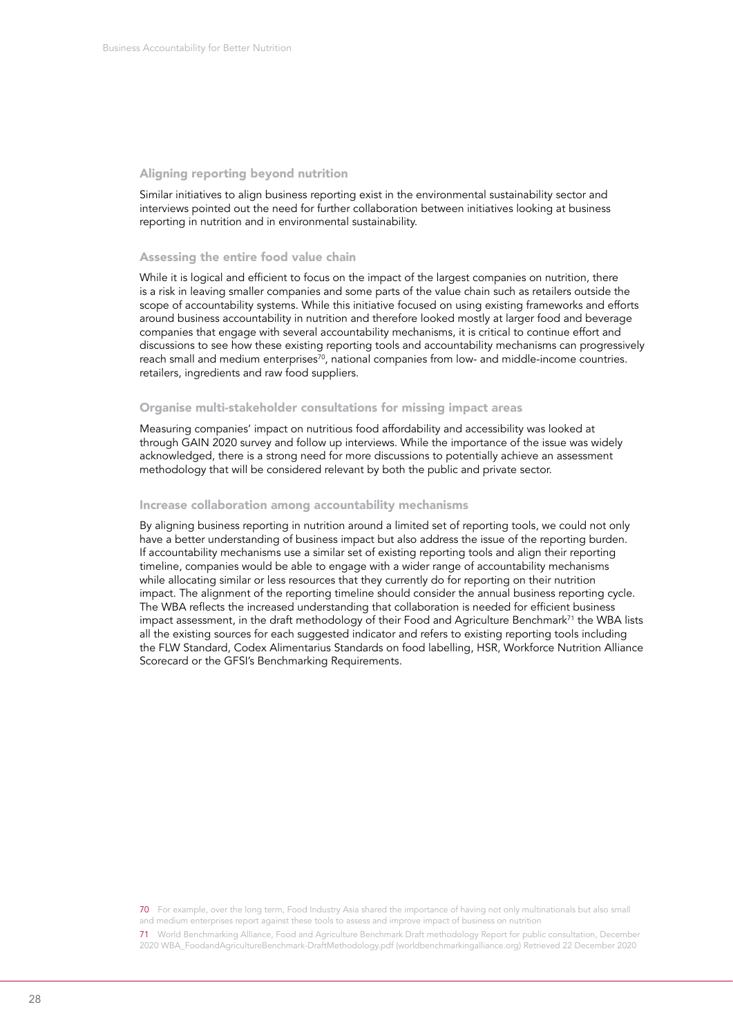### Aligning reporting beyond nutrition

Similar initiatives to align business reporting exist in the environmental sustainability sector and interviews pointed out the need for further collaboration between initiatives looking at business reporting in nutrition and in environmental sustainability.

### Assessing the entire food value chain

While it is logical and efficient to focus on the impact of the largest companies on nutrition, there is a risk in leaving smaller companies and some parts of the value chain such as retailers outside the scope of accountability systems. While this initiative focused on using existing frameworks and efforts around business accountability in nutrition and therefore looked mostly at larger food and beverage companies that engage with several accountability mechanisms, it is critical to continue effort and discussions to see how these existing reporting tools and accountability mechanisms can progressively reach small and medium enterprises[70], national companies from low- and middle-income countries. retailers, ingredients and raw food suppliers.

### Organise multi-stakeholder consultations for missing impact areas

Measuring companies' impact on nutritious food affordability and accessibility was looked at through GAIN 2020 survey and follow up interviews. While the importance of the issue was widely acknowledged, there is a strong need for more discussions to potentially achieve an assessment methodology that will be considered relevant by both the public and private sector.

### Increase collaboration among accountability mechanisms

By aligning business reporting in nutrition around a limited set of reporting tools, we could not only have a better understanding of business impact but also address the issue of the reporting burden. If accountability mechanisms use a similar set of existing reporting tools and align their reporting timeline, companies would be able to engage with a wider range of accountability mechanisms while allocating similar or less resources that they currently do for reporting on their nutrition impact. The alignment of the reporting timeline should consider the annual business reporting cycle. The WBA reflects the increased understanding that collaboration is needed for efficient business impact assessment, in the draft methodology of their Food and Agriculture Benchmark[71] the WBA lists all the existing sources for each suggested indicator and refers to existing reporting tools including the FLW Standard, Codex Alimentarius Standards on food labelling, HSR, Workforce Nutrition Alliance Scorecard or the GFSI's Benchmarking Requirements.

70 For example, over the long term, Food Industry Asia shared the importance of having not only multinationals but also small and medium enterprises report against these tools to assess and improve impact of business on nutrition

71 World Benchmarking Alliance, Food and Agriculture Benchmark Draft methodology Report for public consultation, December 2020 WBA_FoodandAgricultureBenchmark-DraftMethodology.pdf (worldbenchmarkingalliance.org) Retrieved 22 December 2020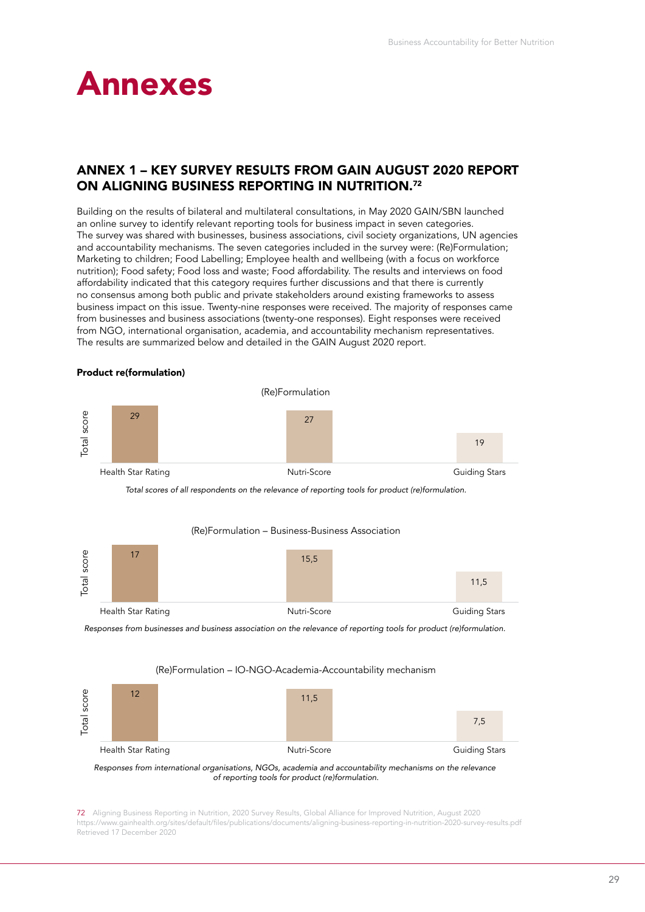# Annexes

## ANNEX 1 – KEY SURVEY RESULTS FROM GAIN AUGUST 2020 REPORT ON ALIGNING BUSINESS REPORTING IN NUTRITION.[72]

Building on the results of bilateral and multilateral consultations, in May 2020 GAIN/SBN launched an online survey to identify relevant reporting tools for business impact in seven categories. The survey was shared with businesses, business associations, civil society organizations, UN agencies and accountability mechanisms. The seven categories included in the survey were: (Re)Formulation; Marketing to children; Food Labelling; Employee health and wellbeing (with a focus on workforce nutrition); Food safety; Food loss and waste; Food affordability. The results and interviews on food affordability indicated that this category requires further discussions and that there is currently no consensus among both public and private stakeholders around existing frameworks to assess business impact on this issue. Twenty-nine responses were received. The majority of responses came from businesses and business associations (twenty-one responses). Eight responses were received from NGO, international organisation, academia, and accountability mechanism representatives. The results are summarized below and detailed in the GAIN August 2020 report.

**Product re(formulation)**

(Re)Formulation

| | Health Star Rating | Nutri-Score | Guiding Stars |
|---|---|---|---|
| Total score | 29 | 27 | 19 |

*Total scores of all respondents on the relevance of reporting tools for product (re)formulation.*

(Re)Formulation – Business-Business Association

| | Health Star Rating | Nutri-Score | Guiding Stars |
|---|---|---|---|
| Total score | 17 | 15,5 | 11,5 |

*Responses from businesses and business association on the relevance of reporting tools for product (re)formulation.*

(Re)Formulation – IO-NGO-Academia-Accountability mechanism

| | Health Star Rating | Nutri-Score | Guiding Stars |
|---|---|---|---|
| Total score | 12 | 11,5 | 7,5 |

*Responses from international organisations, NGOs, academia and accountability mechanisms on the relevance of reporting tools for product (re)formulation.*

72 Aligning Business Reporting in Nutrition, 2020 Survey Results, Global Alliance for Improved Nutrition, August 2020 https://www.gainhealth.org/sites/default/files/publications/documents/aligning-business-reporting-in-nutrition-2020-survey-results.pdf Retrieved 17 December 2020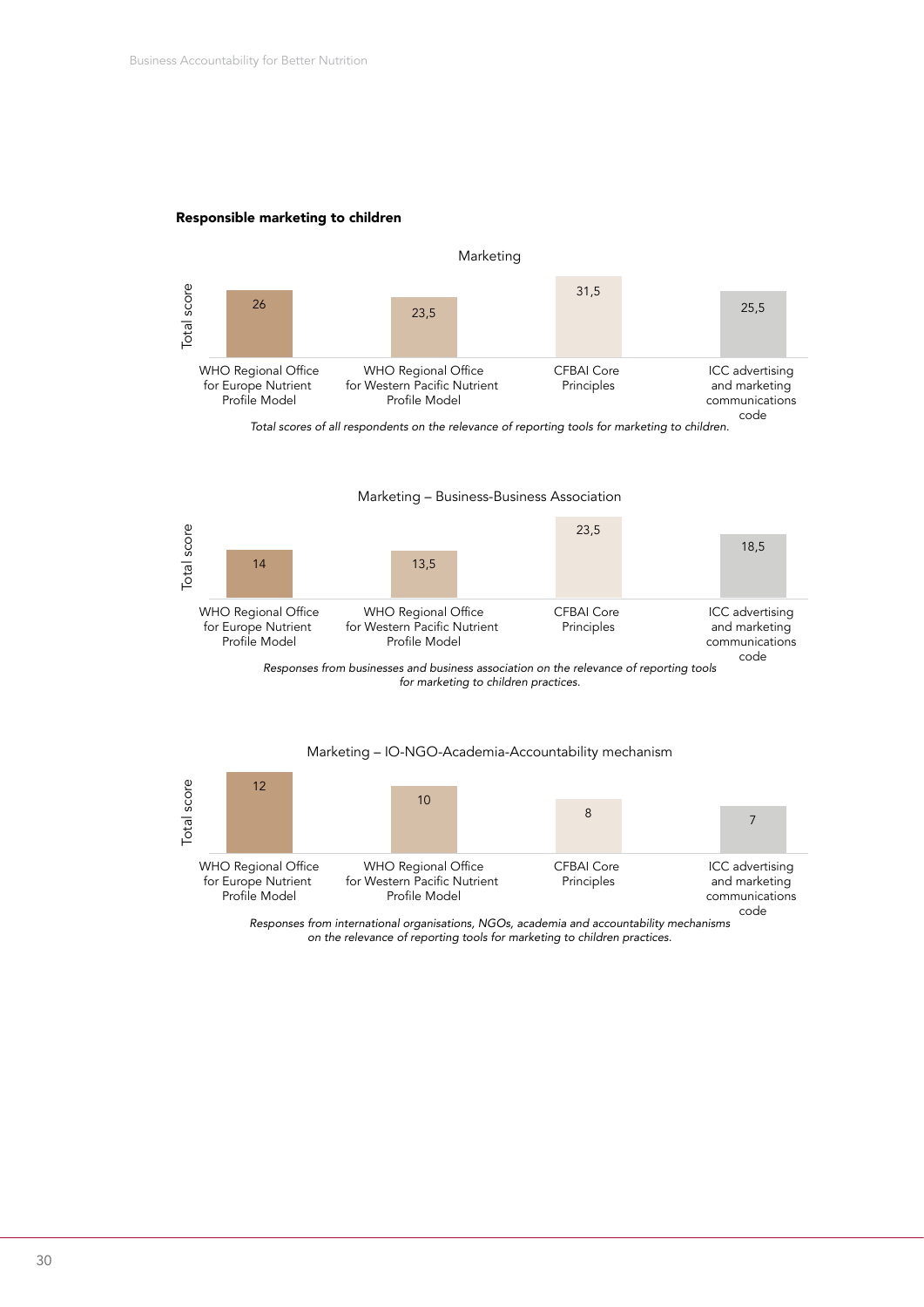**Responsible marketing to children**

Marketing

| | WHO Regional Office for Europe Nutrient Profile Model | WHO Regional Office for Western Pacific Nutrient Profile Model | CFBAI Core Principles | ICC advertising and marketing communications code |
|---|---|---|---|---|
| Total score | 26 | 23,5 | 31,5 | 25,5 |

*Total scores of all respondents on the relevance of reporting tools for marketing to children.*

Marketing – Business-Business Association

| | WHO Regional Office for Europe Nutrient Profile Model | WHO Regional Office for Western Pacific Nutrient Profile Model | CFBAI Core Principles | ICC advertising and marketing communications code |
|---|---|---|---|---|
| Total score | 14 | 13,5 | 23,5 | 18,5 |

*Responses from businesses and business association on the relevance of reporting tools for marketing to children practices.*

Marketing – IO-NGO-Academia-Accountability mechanism

| | WHO Regional Office for Europe Nutrient Profile Model | WHO Regional Office for Western Pacific Nutrient Profile Model | CFBAI Core Principles | ICC advertising and marketing communications code |
|---|---|---|---|---|
| Total score | 12 | 10 | 8 | 7 |

*Responses from international organisations, NGOs, academia and accountability mechanisms on the relevance of reporting tools for marketing to children practices.*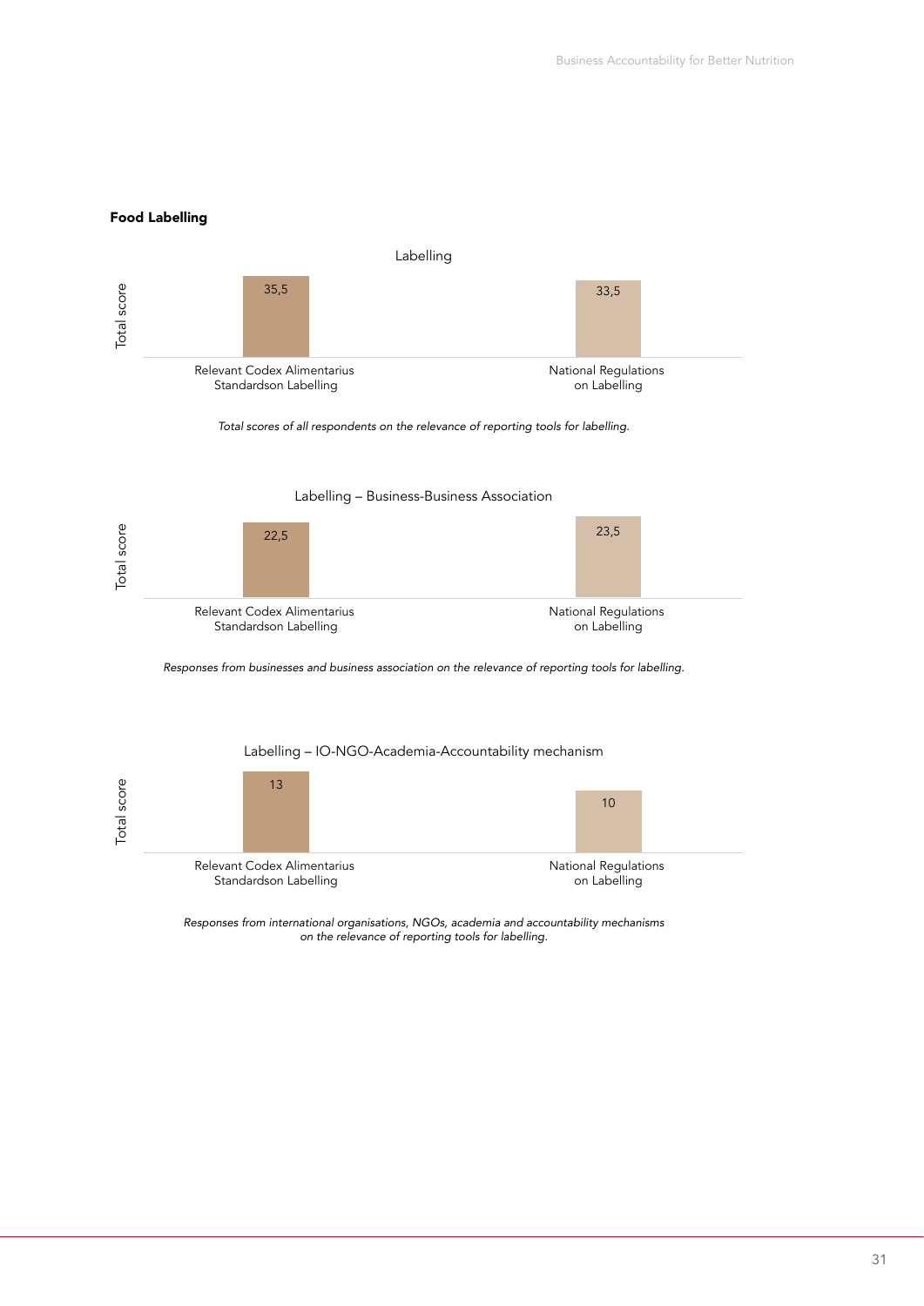## Food Labelling

Labelling

| | Relevant Codex Alimentarius Standardson Labelling | National Regulations on Labelling |
|---|---|---|
| Total score | 35,5 | 33,5 |

*Total scores of all respondents on the relevance of reporting tools for labelling.*

Labelling – Business-Business Association

| | Relevant Codex Alimentarius Standardson Labelling | National Regulations on Labelling |
|---|---|---|
| Total score | 22,5 | 23,5 |

*Responses from businesses and business association on the relevance of reporting tools for labelling.*

Labelling – IO-NGO-Academia-Accountability mechanism

| | Relevant Codex Alimentarius Standardson Labelling | National Regulations on Labelling |
|---|---|---|
| Total score | 13 | 10 |

*Responses from international organisations, NGOs, academia and accountability mechanisms on the relevance of reporting tools for labelling.*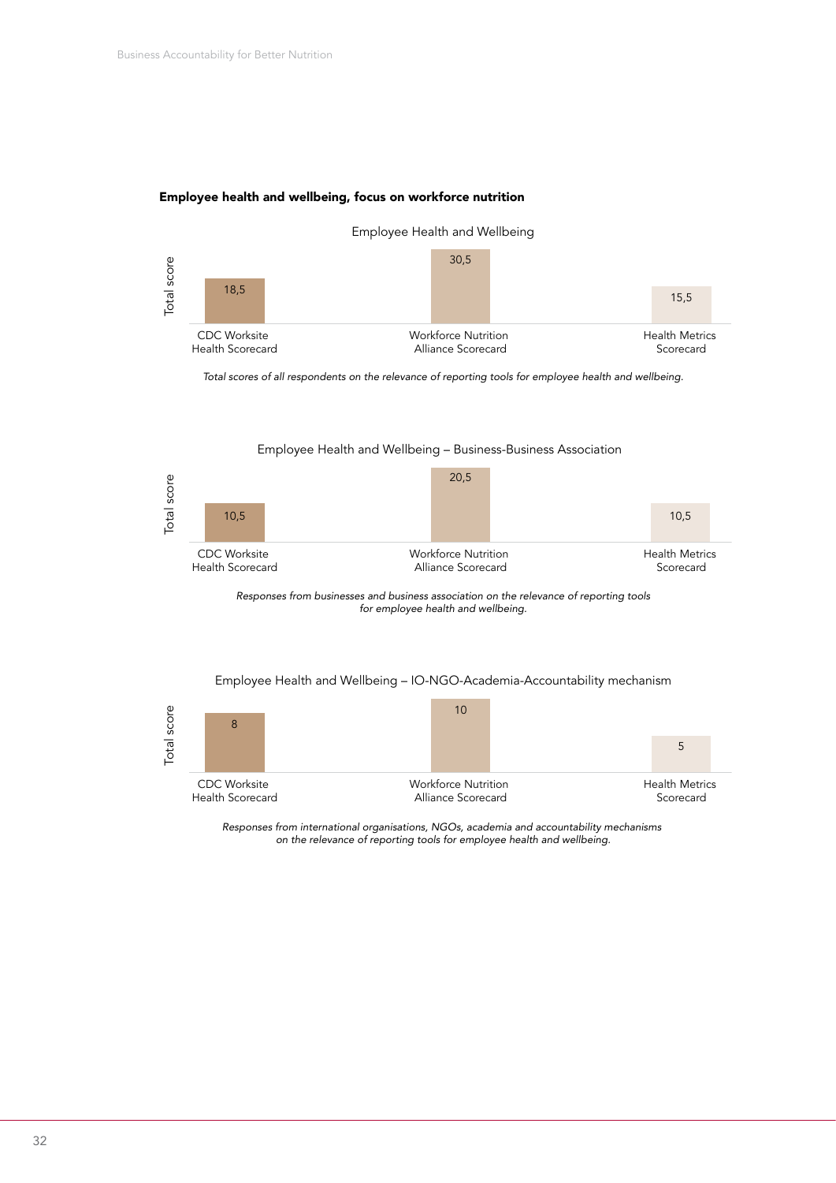**Employee health and wellbeing, focus on workforce nutrition**

Employee Health and Wellbeing

| | Total score |
| --- | --- |
| CDC Worksite Health Scorecard | 18,5 |
| Workforce Nutrition Alliance Scorecard | 30,5 |
| Health Metrics Scorecard | 15,5 |

*Total scores of all respondents on the relevance of reporting tools for employee health and wellbeing.*

Employee Health and Wellbeing – Business-Business Association

| | Total score |
| --- | --- |
| CDC Worksite Health Scorecard | 10,5 |
| Workforce Nutrition Alliance Scorecard | 20,5 |
| Health Metrics Scorecard | 10,5 |

*Responses from businesses and business association on the relevance of reporting tools for employee health and wellbeing.*

Employee Health and Wellbeing – IO-NGO-Academia-Accountability mechanism

| | Total score |
| --- | --- |
| CDC Worksite Health Scorecard | 8 |
| Workforce Nutrition Alliance Scorecard | 10 |
| Health Metrics Scorecard | 5 |

*Responses from international organisations, NGOs, academia and accountability mechanisms on the relevance of reporting tools for employee health and wellbeing.*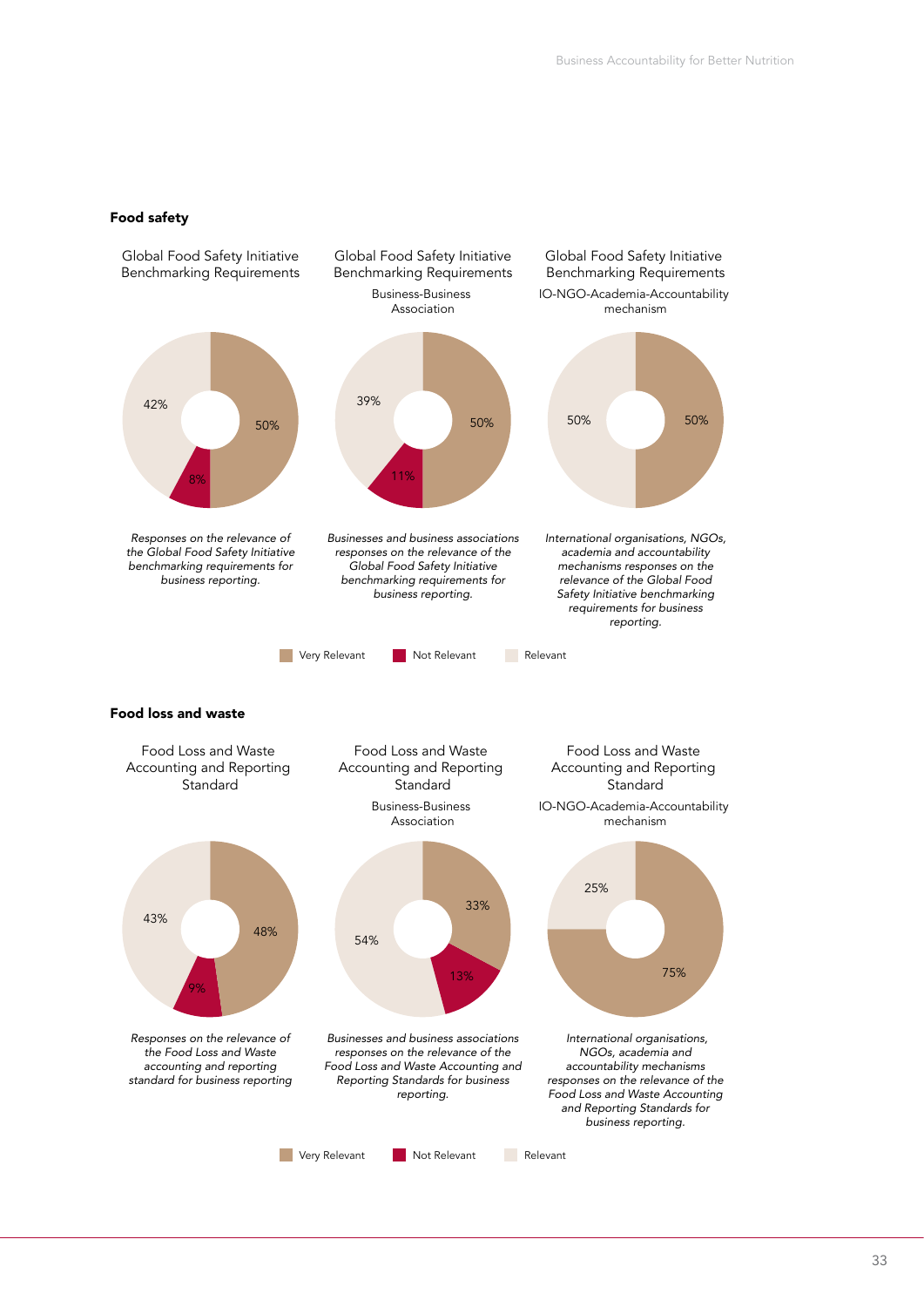## Food safety

Global Food Safety Initiative Benchmarking Requirements

| Very Relevant | Not Relevant | Relevant |
| --- | --- | --- |
| 50% | 8% | 42% |

*Responses on the relevance of the Global Food Safety Initiative benchmarking requirements for business reporting.*

Global Food Safety Initiative Benchmarking Requirements

Business-Business Association

| Very Relevant | Not Relevant | Relevant |
| --- | --- | --- |
| 50% | 11% | 39% |

*Businesses and business associations responses on the relevance of the Global Food Safety Initiative benchmarking requirements for business reporting.*

Global Food Safety Initiative Benchmarking Requirements

IO-NGO-Academia-Accountability mechanism

| Very Relevant | Relevant |
| --- | --- |
| 50% | 50% |

*International organisations, NGOs, academia and accountability mechanisms responses on the relevance of the Global Food Safety Initiative benchmarking requirements for business reporting.*

Very Relevant   Not Relevant   Relevant

## Food loss and waste

Food Loss and Waste Accounting and Reporting Standard

| Very Relevant | Not Relevant | Relevant |
| --- | --- | --- |
| 48% | 9% | 43% |

*Responses on the relevance of the Food Loss and Waste accounting and reporting standard for business reporting*

Food Loss and Waste Accounting and Reporting Standard

Business-Business Association

| Very Relevant | Not Relevant | Relevant |
| --- | --- | --- |
| 33% | 13% | 54% |

*Businesses and business associations responses on the relevance of the Food Loss and Waste Accounting and Reporting Standards for business reporting.*

Food Loss and Waste Accounting and Reporting Standard

IO-NGO-Academia-Accountability mechanism

| Very Relevant | Relevant |
| --- | --- |
| 75% | 25% |

*International organisations, NGOs, academia and accountability mechanisms responses on the relevance of the Food Loss and Waste Accounting and Reporting Standards for business reporting.*

Very Relevant   Not Relevant   Relevant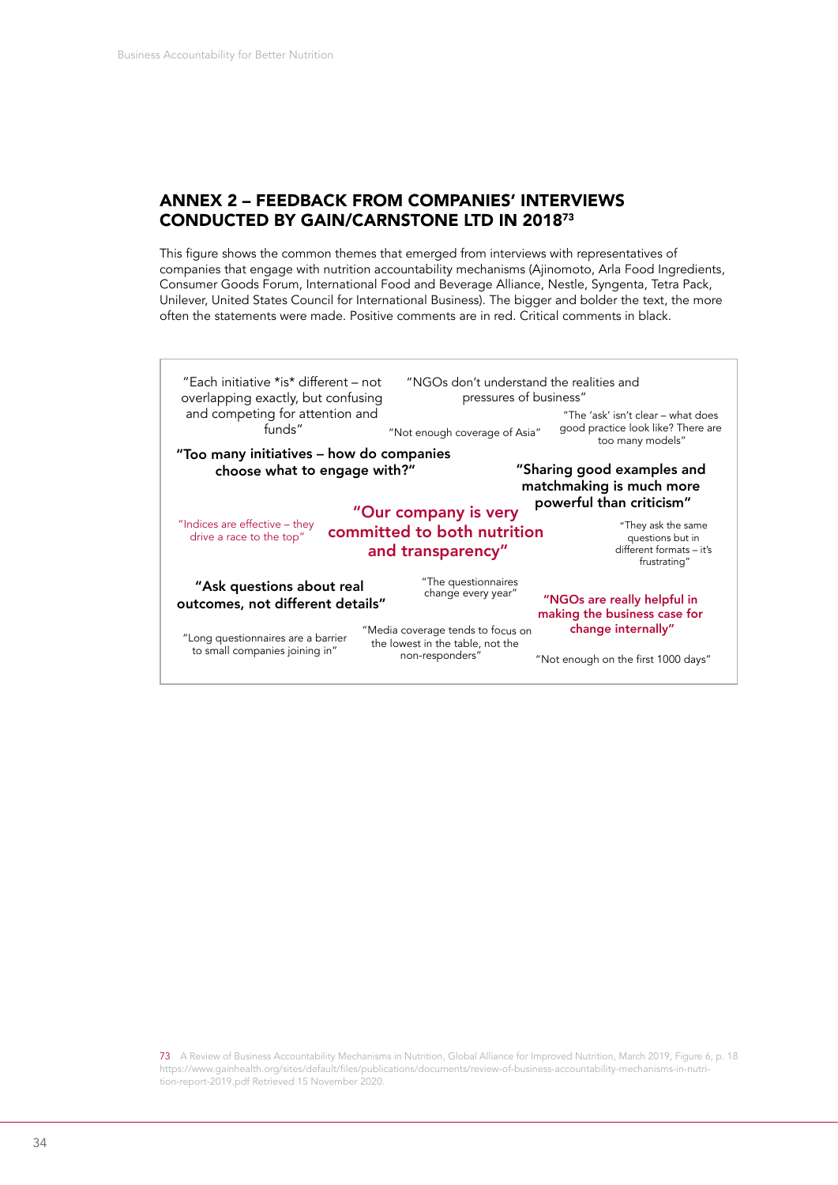## ANNEX 2 – FEEDBACK FROM COMPANIES' INTERVIEWS CONDUCTED BY GAIN/CARNSTONE LTD IN 2018[73]

This figure shows the common themes that emerged from interviews with representatives of companies that engage with nutrition accountability mechanisms (Ajinomoto, Arla Food Ingredients, Consumer Goods Forum, International Food and Beverage Alliance, Nestle, Syngenta, Tetra Pack, Unilever, United States Council for International Business). The bigger and bolder the text, the more often the statements were made. Positive comments are in red. Critical comments in black.

"Each initiative *is* different – not overlapping exactly, but confusing and competing for attention and funds"

"NGOs don't understand the realities and pressures of business"

"The 'ask' isn't clear – what does good practice look like? There are too many models"

"Not enough coverage of Asia"

**"Too many initiatives – how do companies choose what to engage with?"**

**"Sharing good examples and matchmaking is much more powerful than criticism"**

"Indices are effective – they drive a race to the top"

**"Our company is very committed to both nutrition and transparency"**

"They ask the same questions but in different formats – it's frustrating"

**"Ask questions about real outcomes, not different details"**

"The questionnaires change every year"

**"NGOs are really helpful in making the business case for change internally"**

"Long questionnaires are a barrier to small companies joining in"

"Media coverage tends to focus on the lowest in the table, not the non-responders"

"Not enough on the first 1000 days"

73 A Review of Business Accountability Mechanisms in Nutrition, Global Alliance for Improved Nutrition, March 2019, Figure 6, p. 18 https://www.gainhealth.org/sites/default/files/publications/documents/review-of-business-accountability-mechanisms-in-nutrition-report-2019.pdf Retrieved 15 November 2020.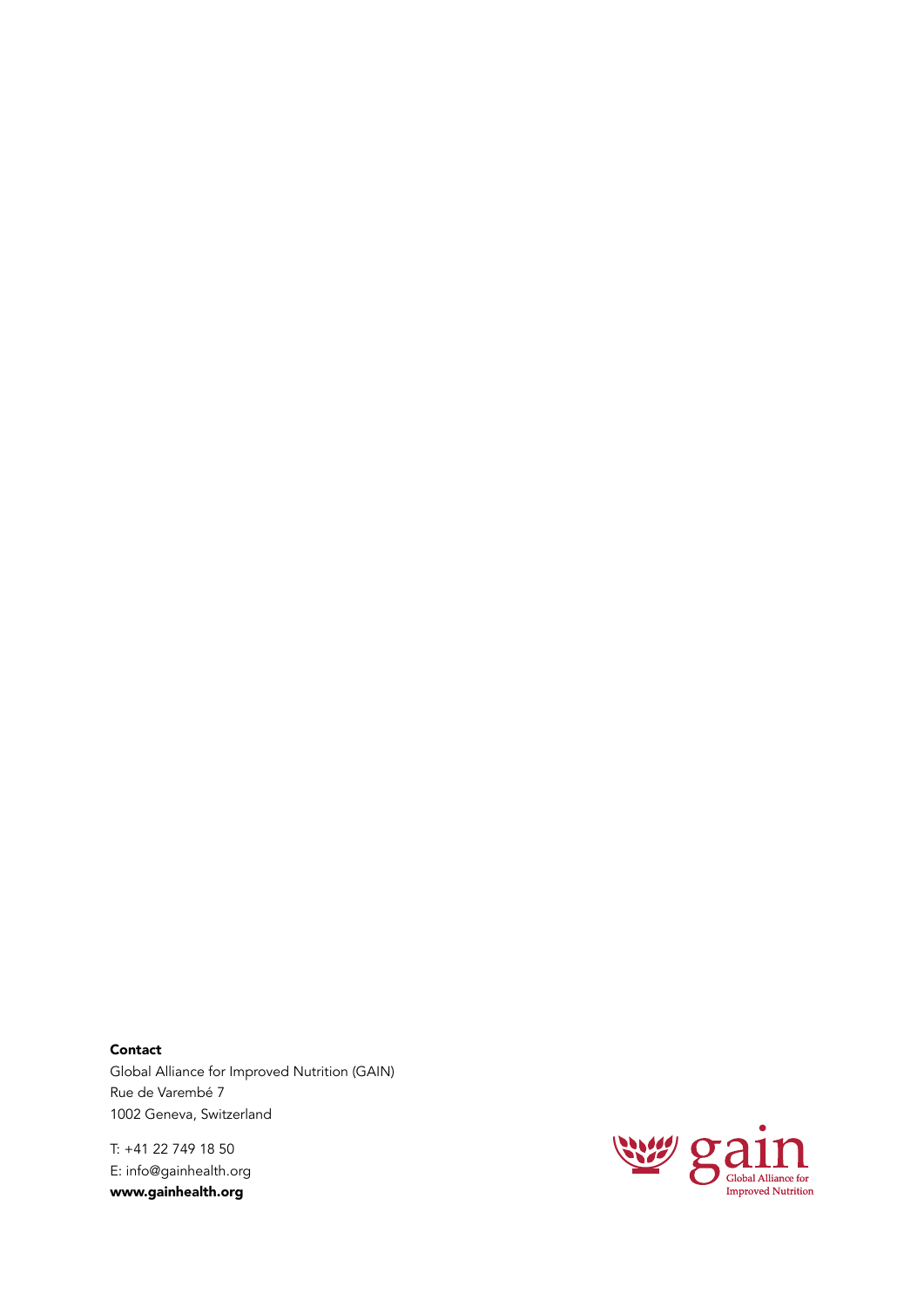**Contact**

Global Alliance for Improved Nutrition (GAIN)
Rue de Varembé 7
1002 Geneva, Switzerland

T: +41 22 749 18 50
E: info@gainhealth.org
**www.gainhealth.org**

gain
Global Alliance for
Improved Nutrition